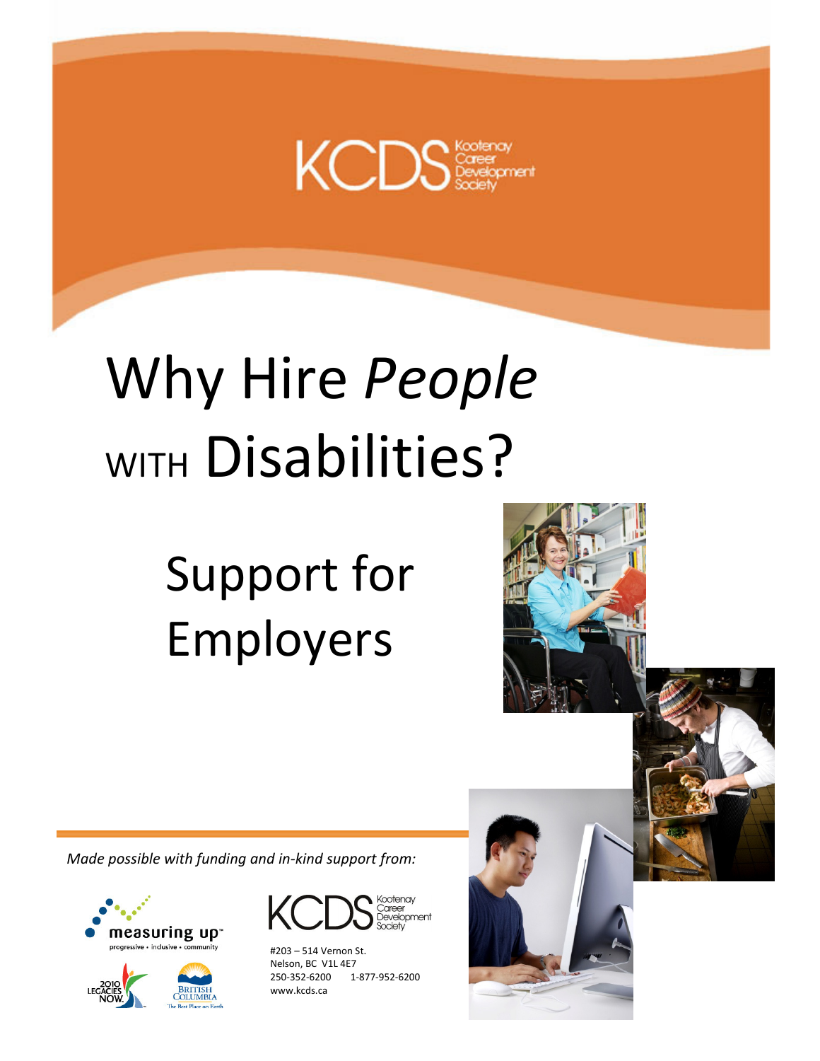KCDS Kootenay Career Development Society

# Why Hire *People* WITH Disabilities?

## Support for Employers

*Made possible with funding and in-kind support from:*

measuring up™
progressive • inclusive • community

2010 LEGACIES NOW.

British Columbia
The Best Place on Earth

KCDS Kootenay Career Development Society

#203 – 514 Vernon St.
Nelson, BC V1L 4E7
250-352-6200 1-877-952-6200
www.kcds.ca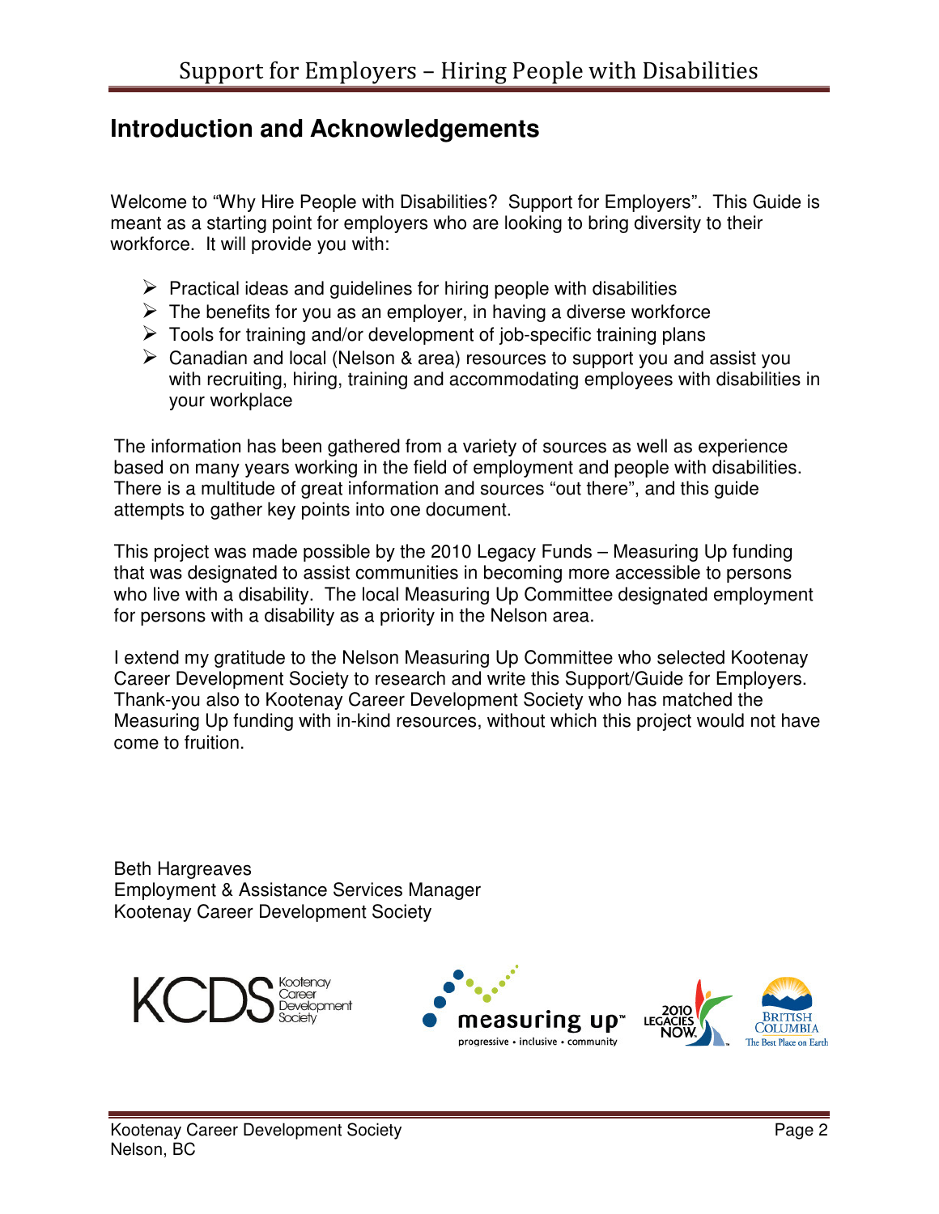## Introduction and Acknowledgements

Welcome to "Why Hire People with Disabilities? Support for Employers". This Guide is meant as a starting point for employers who are looking to bring diversity to their workforce. It will provide you with:

- Practical ideas and guidelines for hiring people with disabilities
- The benefits for you as an employer, in having a diverse workforce
- Tools for training and/or development of job-specific training plans
- Canadian and local (Nelson & area) resources to support you and assist you with recruiting, hiring, training and accommodating employees with disabilities in your workplace

The information has been gathered from a variety of sources as well as experience based on many years working in the field of employment and people with disabilities. There is a multitude of great information and sources "out there", and this guide attempts to gather key points into one document.

This project was made possible by the 2010 Legacy Funds – Measuring Up funding that was designated to assist communities in becoming more accessible to persons who live with a disability. The local Measuring Up Committee designated employment for persons with a disability as a priority in the Nelson area.

I extend my gratitude to the Nelson Measuring Up Committee who selected Kootenay Career Development Society to research and write this Support/Guide for Employers. Thank-you also to Kootenay Career Development Society who has matched the Measuring Up funding with in-kind resources, without which this project would not have come to fruition.

Beth Hargreaves
Employment & Assistance Services Manager
Kootenay Career Development Society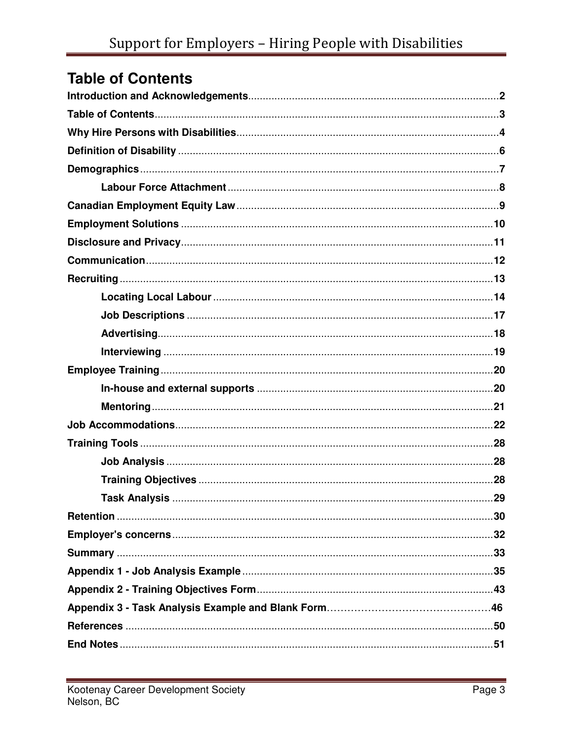## Table of Contents

| | |
|---|---|
| **Introduction and Acknowledgements** | 2 |
| **Table of Contents** | 3 |
| **Why Hire Persons with Disabilities** | 4 |
| **Definition of Disability** | 6 |
| **Demographics** | 7 |
| &nbsp;&nbsp;&nbsp;&nbsp;**Labour Force Attachment** | 8 |
| **Canadian Employment Equity Law** | 9 |
| **Employment Solutions** | 10 |
| **Disclosure and Privacy** | 11 |
| **Communication** | 12 |
| **Recruiting** | 13 |
| &nbsp;&nbsp;&nbsp;&nbsp;**Locating Local Labour** | 14 |
| &nbsp;&nbsp;&nbsp;&nbsp;**Job Descriptions** | 17 |
| &nbsp;&nbsp;&nbsp;&nbsp;**Advertising** | 18 |
| &nbsp;&nbsp;&nbsp;&nbsp;**Interviewing** | 19 |
| **Employee Training** | 20 |
| &nbsp;&nbsp;&nbsp;&nbsp;**In-house and external supports** | 20 |
| &nbsp;&nbsp;&nbsp;&nbsp;**Mentoring** | 21 |
| **Job Accommodations** | 22 |
| **Training Tools** | 28 |
| &nbsp;&nbsp;&nbsp;&nbsp;**Job Analysis** | 28 |
| &nbsp;&nbsp;&nbsp;&nbsp;**Training Objectives** | 28 |
| &nbsp;&nbsp;&nbsp;&nbsp;**Task Analysis** | 29 |
| **Retention** | 30 |
| **Employer's concerns** | 32 |
| **Summary** | 33 |
| **Appendix 1 - Job Analysis Example** | 35 |
| **Appendix 2 - Training Objectives Form** | 43 |
| **Appendix 3 - Task Analysis Example and Blank Form** | 46 |
| **References** | 50 |
| **End Notes** | 51 |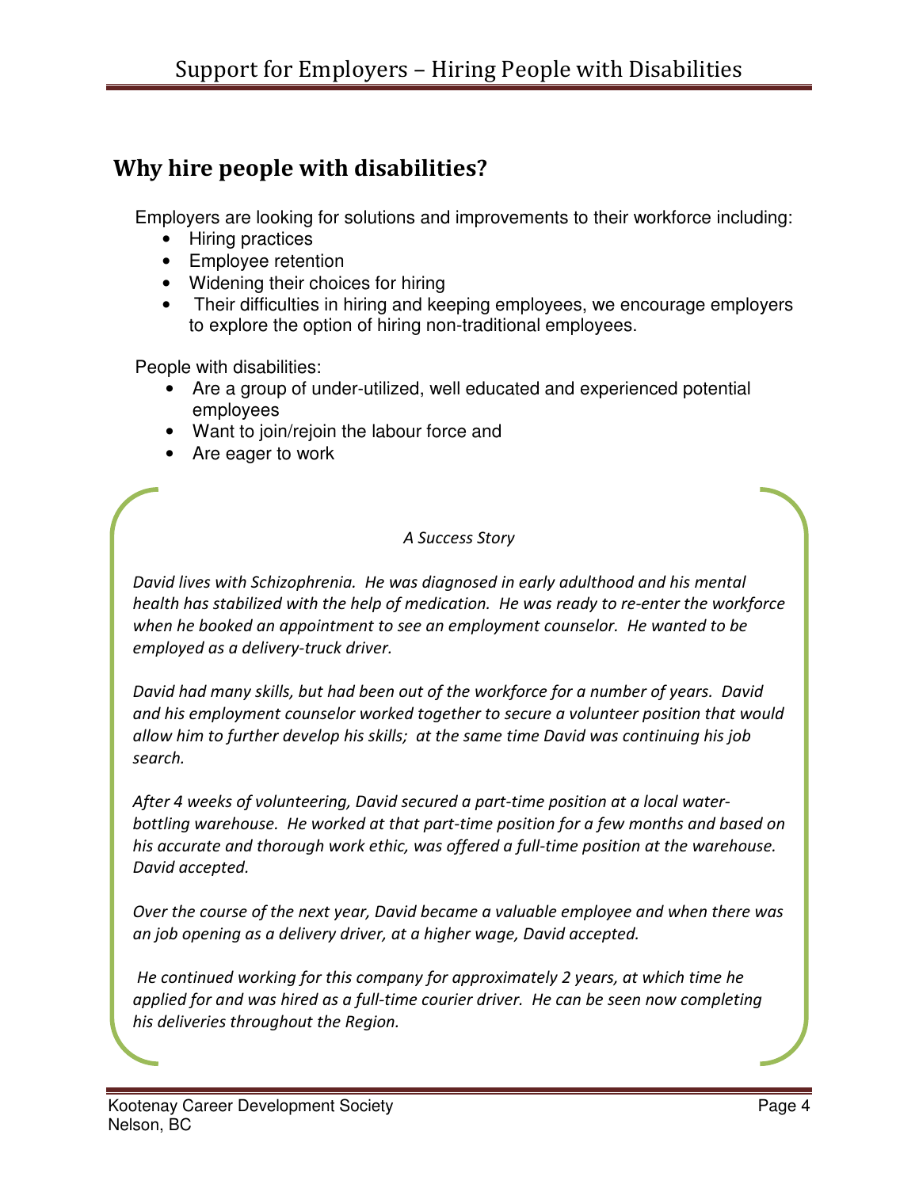## Why hire people with disabilities?

Employers are looking for solutions and improvements to their workforce including:

- Hiring practices
- Employee retention
- Widening their choices for hiring
- Their difficulties in hiring and keeping employees, we encourage employers to explore the option of hiring non-traditional employees.

People with disabilities:

- Are a group of under-utilized, well educated and experienced potential employees
- Want to join/rejoin the labour force and
- Are eager to work

*A Success Story*

*David lives with Schizophrenia. He was diagnosed in early adulthood and his mental health has stabilized with the help of medication. He was ready to re-enter the workforce when he booked an appointment to see an employment counselor. He wanted to be employed as a delivery-truck driver.*

*David had many skills, but had been out of the workforce for a number of years. David and his employment counselor worked together to secure a volunteer position that would allow him to further develop his skills; at the same time David was continuing his job search.*

*After 4 weeks of volunteering, David secured a part-time position at a local water-bottling warehouse. He worked at that part-time position for a few months and based on his accurate and thorough work ethic, was offered a full-time position at the warehouse. David accepted.*

*Over the course of the next year, David became a valuable employee and when there was an job opening as a delivery driver, at a higher wage, David accepted.*

*He continued working for this company for approximately 2 years, at which time he applied for and was hired as a full-time courier driver. He can be seen now completing his deliveries throughout the Region.*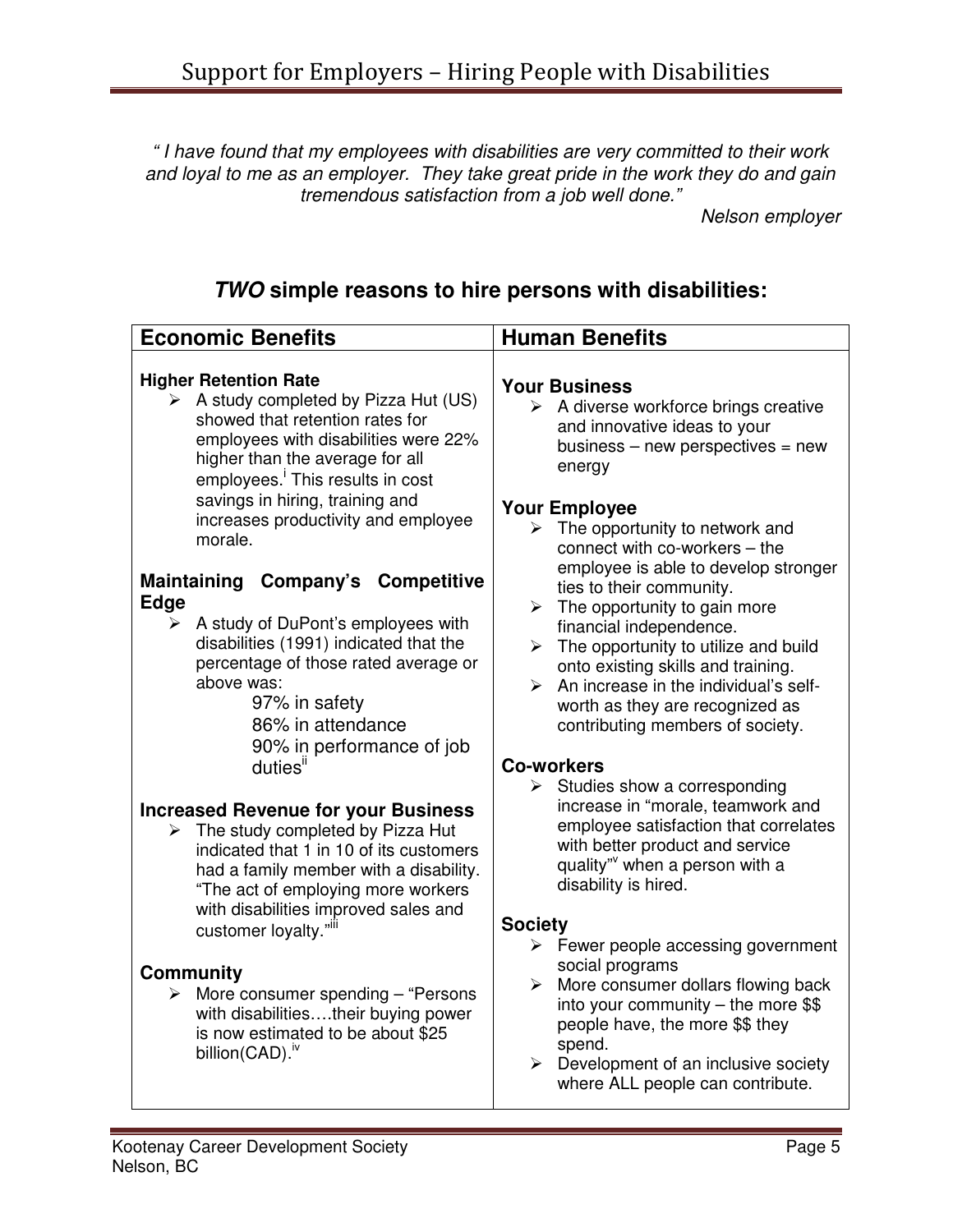*" I have found that my employees with disabilities are very committed to their work and loyal to me as an employer. They take great pride in the work they do and gain tremendous satisfaction from a job well done."*

*Nelson employer*

## ***TWO*** **simple reasons to hire persons with disabilities:**

### Economic Benefits

**Higher Retention Rate**

- A study completed by Pizza Hut (US) showed that retention rates for employees with disabilities were 22% higher than the average for all employees.[i] This results in cost savings in hiring, training and increases productivity and employee morale.

**Maintaining Company's Competitive Edge**

- A study of DuPont's employees with disabilities (1991) indicated that the percentage of those rated average or above was:
  - 97% in safety
  - 86% in attendance
  - 90% in performance of job duties[ii]

**Increased Revenue for your Business**

- The study completed by Pizza Hut indicated that 1 in 10 of its customers had a family member with a disability. "The act of employing more workers with disabilities improved sales and customer loyalty."[iii]

**Community**

- More consumer spending – "Persons with disabilities….their buying power is now estimated to be about $25 billion(CAD).[iv]

### Human Benefits

**Your Business**

- A diverse workforce brings creative and innovative ideas to your business – new perspectives = new energy

**Your Employee**

- The opportunity to network and connect with co-workers – the employee is able to develop stronger ties to their community.
- The opportunity to gain more financial independence.
- The opportunity to utilize and build onto existing skills and training.
- An increase in the individual's self-worth as they are recognized as contributing members of society.

**Co-workers**

- Studies show a corresponding increase in "morale, teamwork and employee satisfaction that correlates with better product and service quality"[v] when a person with a disability is hired.

**Society**

- Fewer people accessing government social programs
- More consumer dollars flowing back into your community – the more $$ people have, the more $$ they spend.
- Development of an inclusive society where ALL people can contribute.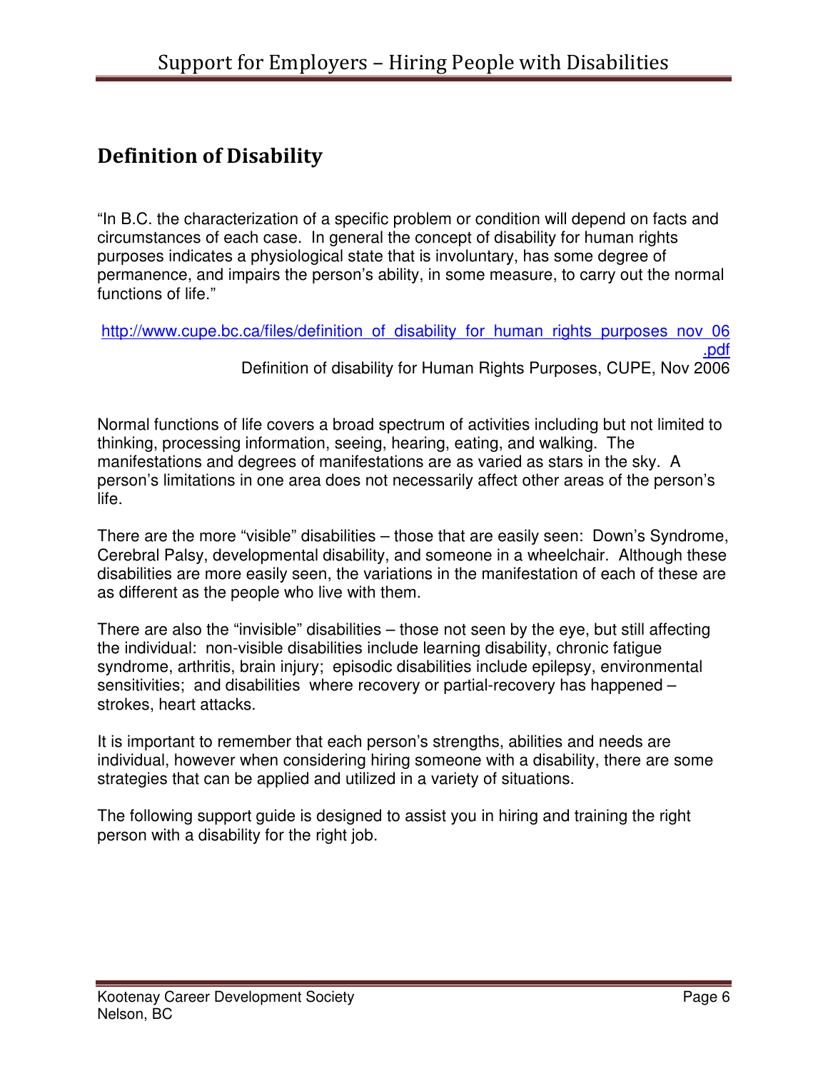## Definition of Disability

"In B.C. the characterization of a specific problem or condition will depend on facts and circumstances of each case. In general the concept of disability for human rights purposes indicates a physiological state that is involuntary, has some degree of permanence, and impairs the person's ability, in some measure, to carry out the normal functions of life."

[http://www.cupe.bc.ca/files/definition_of_disability_for_human_rights_purposes_nov_06.pdf](http://www.cupe.bc.ca/files/definition_of_disability_for_human_rights_purposes_nov_06.pdf)
Definition of disability for Human Rights Purposes, CUPE, Nov 2006

Normal functions of life covers a broad spectrum of activities including but not limited to thinking, processing information, seeing, hearing, eating, and walking. The manifestations and degrees of manifestations are as varied as stars in the sky. A person's limitations in one area does not necessarily affect other areas of the person's life.

There are the more "visible" disabilities – those that are easily seen: Down's Syndrome, Cerebral Palsy, developmental disability, and someone in a wheelchair. Although these disabilities are more easily seen, the variations in the manifestation of each of these are as different as the people who live with them.

There are also the "invisible" disabilities – those not seen by the eye, but still affecting the individual: non-visible disabilities include learning disability, chronic fatigue syndrome, arthritis, brain injury; episodic disabilities include epilepsy, environmental sensitivities; and disabilities where recovery or partial-recovery has happened – strokes, heart attacks.

It is important to remember that each person's strengths, abilities and needs are individual, however when considering hiring someone with a disability, there are some strategies that can be applied and utilized in a variety of situations.

The following support guide is designed to assist you in hiring and training the right person with a disability for the right job.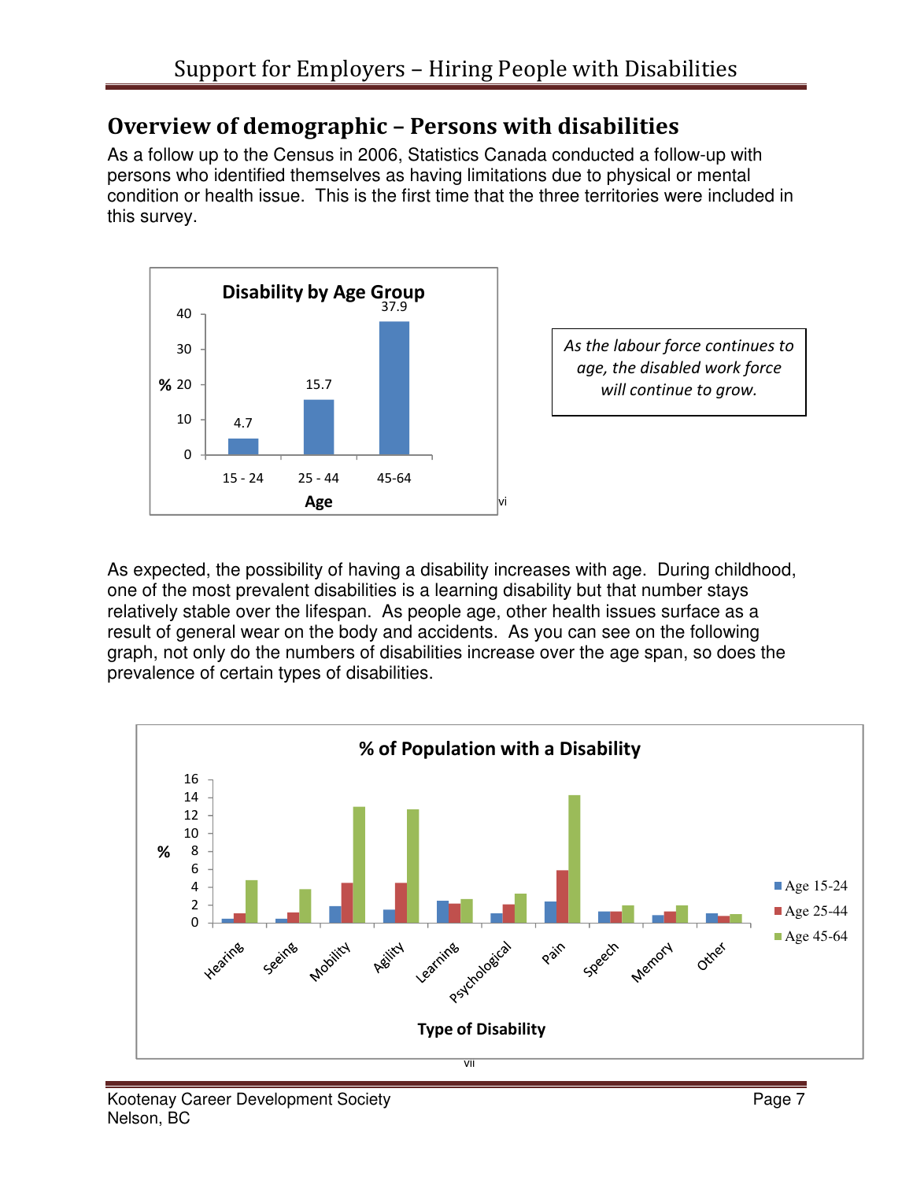## Overview of demographic – Persons with disabilities

As a follow up to the Census in 2006, Statistics Canada conducted a follow-up with persons who identified themselves as having limitations due to physical or mental condition or health issue. This is the first time that the three territories were included in this survey.

**Disability by Age Group**

| Age | % |
|---|---|
| 15 - 24 | 4.7 |
| 25 - 44 | 15.7 |
| 45-64 | 37.9 |

vi

*As the labour force continues to age, the disabled work force will continue to grow.*

As expected, the possibility of having a disability increases with age. During childhood, one of the most prevalent disabilities is a learning disability but that number stays relatively stable over the lifespan. As people age, other health issues surface as a result of general wear on the body and accidents. As you can see on the following graph, not only do the numbers of disabilities increase over the age span, so does the prevalence of certain types of disabilities.

**% of Population with a Disability**

(Bar chart: % by Type of Disability — Hearing, Seeing, Mobility, Agility, Learning, Psychological, Pain, Speech, Memory, Other — for Age 15-24, Age 25-44, Age 45-64)

vii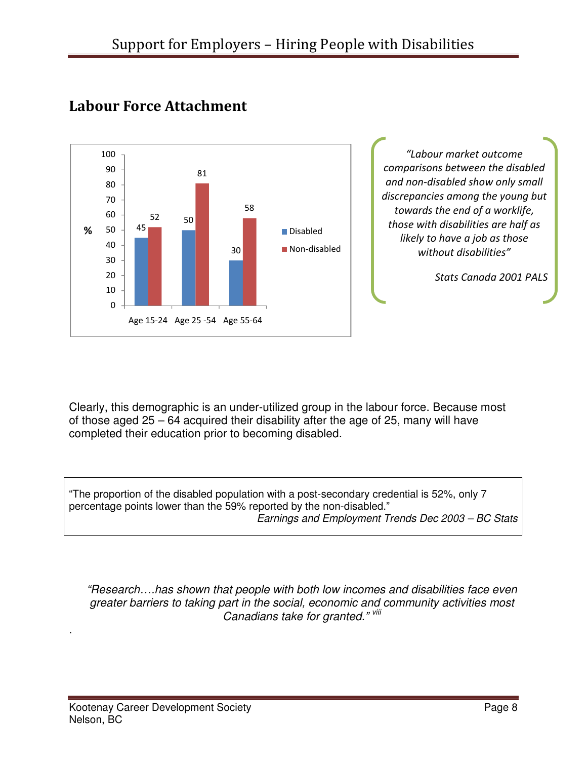## Labour Force Attachment

| | Age 15-24 | Age 25 -54 | Age 55-64 |
|---|---|---|---|
| Disabled (%) | 45 | 50 | 30 |
| Non-disabled (%) | 52 | 81 | 58 |

*"Labour market outcome comparisons between the disabled and non-disabled show only small discrepancies among the young but towards the end of a worklife, those with disabilities are half as likely to have a job as those without disabilities"*

*Stats Canada 2001 PALS*

Clearly, this demographic is an under-utilized group in the labour force. Because most of those aged 25 – 64 acquired their disability after the age of 25, many will have completed their education prior to becoming disabled.

"The proportion of the disabled population with a post-secondary credential is 52%, only 7 percentage points lower than the 59% reported by the non-disabled."

*Earnings and Employment Trends Dec 2003 – BC Stats*

*"Research….has shown that people with both low incomes and disabilities face even greater barriers to taking part in the social, economic and community activities most Canadians take for granted."* [viii]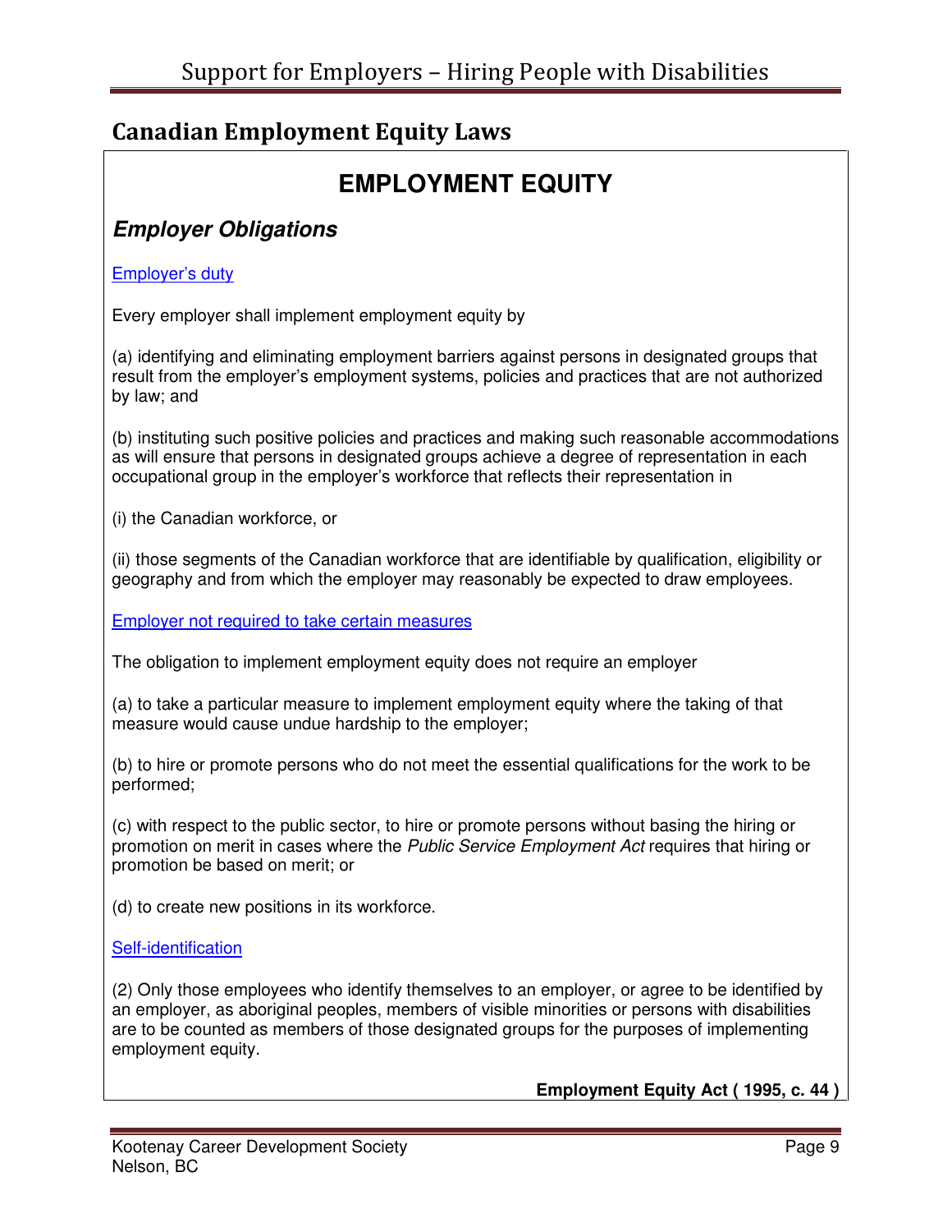# Canadian Employment Equity Laws

## EMPLOYMENT EQUITY

### *Employer Obligations*

Employer's duty

Every employer shall implement employment equity by

(a) identifying and eliminating employment barriers against persons in designated groups that result from the employer's employment systems, policies and practices that are not authorized by law; and

(b) instituting such positive policies and practices and making such reasonable accommodations as will ensure that persons in designated groups achieve a degree of representation in each occupational group in the employer's workforce that reflects their representation in

(i) the Canadian workforce, or

(ii) those segments of the Canadian workforce that are identifiable by qualification, eligibility or geography and from which the employer may reasonably be expected to draw employees.

Employer not required to take certain measures

The obligation to implement employment equity does not require an employer

(a) to take a particular measure to implement employment equity where the taking of that measure would cause undue hardship to the employer;

(b) to hire or promote persons who do not meet the essential qualifications for the work to be performed;

(c) with respect to the public sector, to hire or promote persons without basing the hiring or promotion on merit in cases where the *Public Service Employment Act* requires that hiring or promotion be based on merit; or

(d) to create new positions in its workforce.

Self-identification

(2) Only those employees who identify themselves to an employer, or agree to be identified by an employer, as aboriginal peoples, members of visible minorities or persons with disabilities are to be counted as members of those designated groups for the purposes of implementing employment equity.

**Employment Equity Act ( 1995, c. 44 )**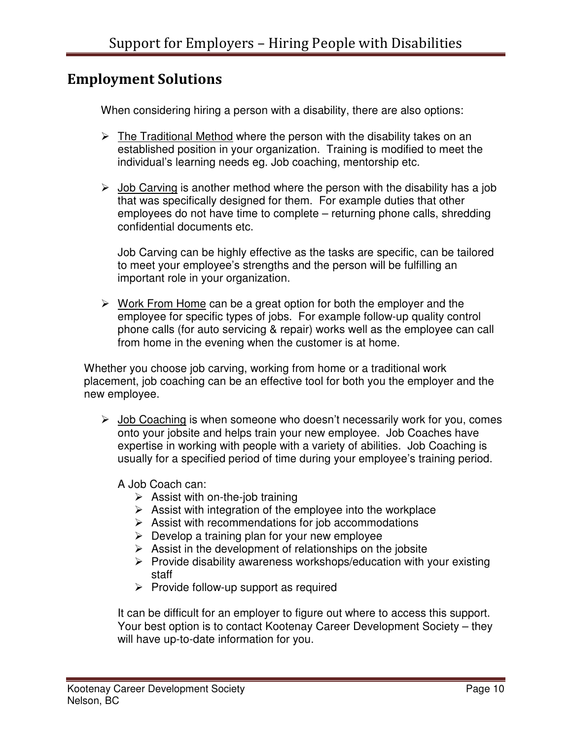## Employment Solutions

When considering hiring a person with a disability, there are also options:

- The Traditional Method where the person with the disability takes on an established position in your organization. Training is modified to meet the individual's learning needs eg. Job coaching, mentorship etc.

- Job Carving is another method where the person with the disability has a job that was specifically designed for them. For example duties that other employees do not have time to complete – returning phone calls, shredding confidential documents etc.

  Job Carving can be highly effective as the tasks are specific, can be tailored to meet your employee's strengths and the person will be fulfilling an important role in your organization.

- Work From Home can be a great option for both the employer and the employee for specific types of jobs. For example follow-up quality control phone calls (for auto servicing & repair) works well as the employee can call from home in the evening when the customer is at home.

Whether you choose job carving, working from home or a traditional work placement, job coaching can be an effective tool for both you the employer and the new employee.

- Job Coaching is when someone who doesn't necessarily work for you, comes onto your jobsite and helps train your new employee. Job Coaches have expertise in working with people with a variety of abilities. Job Coaching is usually for a specified period of time during your employee's training period.

  A Job Coach can:
  - Assist with on-the-job training
  - Assist with integration of the employee into the workplace
  - Assist with recommendations for job accommodations
  - Develop a training plan for your new employee
  - Assist in the development of relationships on the jobsite
  - Provide disability awareness workshops/education with your existing staff
  - Provide follow-up support as required

  It can be difficult for an employer to figure out where to access this support. Your best option is to contact Kootenay Career Development Society – they will have up-to-date information for you.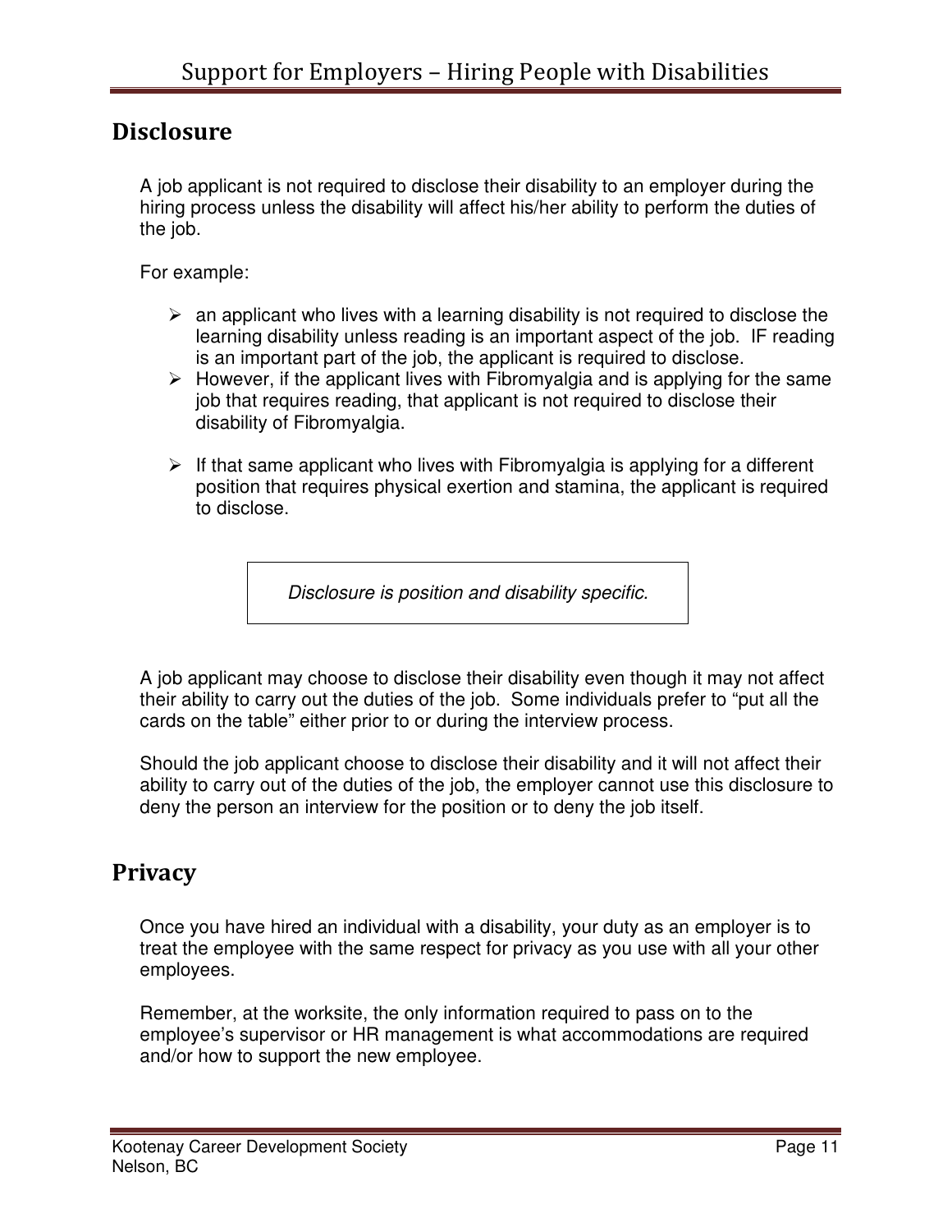## Disclosure

A job applicant is not required to disclose their disability to an employer during the hiring process unless the disability will affect his/her ability to perform the duties of the job.

For example:

- an applicant who lives with a learning disability is not required to disclose the learning disability unless reading is an important aspect of the job. IF reading is an important part of the job, the applicant is required to disclose.
- However, if the applicant lives with Fibromyalgia and is applying for the same job that requires reading, that applicant is not required to disclose their disability of Fibromyalgia.
- If that same applicant who lives with Fibromyalgia is applying for a different position that requires physical exertion and stamina, the applicant is required to disclose.

*Disclosure is position and disability specific.*

A job applicant may choose to disclose their disability even though it may not affect their ability to carry out the duties of the job. Some individuals prefer to "put all the cards on the table" either prior to or during the interview process.

Should the job applicant choose to disclose their disability and it will not affect their ability to carry out of the duties of the job, the employer cannot use this disclosure to deny the person an interview for the position or to deny the job itself.

## Privacy

Once you have hired an individual with a disability, your duty as an employer is to treat the employee with the same respect for privacy as you use with all your other employees.

Remember, at the worksite, the only information required to pass on to the employee's supervisor or HR management is what accommodations are required and/or how to support the new employee.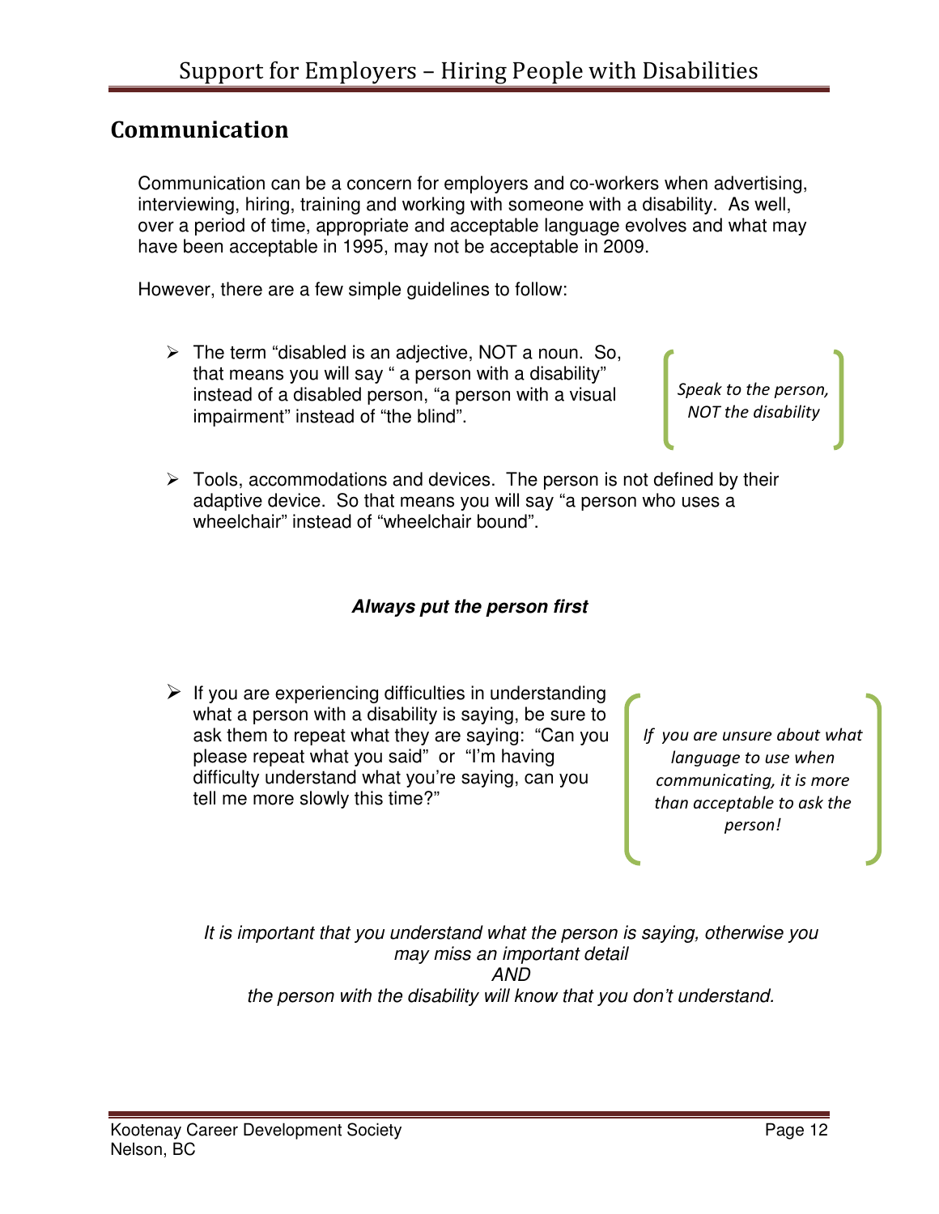## Communication

Communication can be a concern for employers and co-workers when advertising, interviewing, hiring, training and working with someone with a disability. As well, over a period of time, appropriate and acceptable language evolves and what may have been acceptable in 1995, may not be acceptable in 2009.

However, there are a few simple guidelines to follow:

- The term "disabled is an adjective, NOT a noun. So, that means you will say " a person with a disability" instead of a disabled person, "a person with a visual impairment" instead of "the blind".

*Speak to the person, NOT the disability*

- Tools, accommodations and devices. The person is not defined by their adaptive device. So that means you will say "a person who uses a wheelchair" instead of "wheelchair bound".

***Always put the person first***

- If you are experiencing difficulties in understanding what a person with a disability is saying, be sure to ask them to repeat what they are saying: "Can you please repeat what you said" or "I'm having difficulty understand what you're saying, can you tell me more slowly this time?"

*If you are unsure about what language to use when communicating, it is more than acceptable to ask the person!*

*It is important that you understand what the person is saying, otherwise you may miss an important detail*
*AND*
*the person with the disability will know that you don't understand.*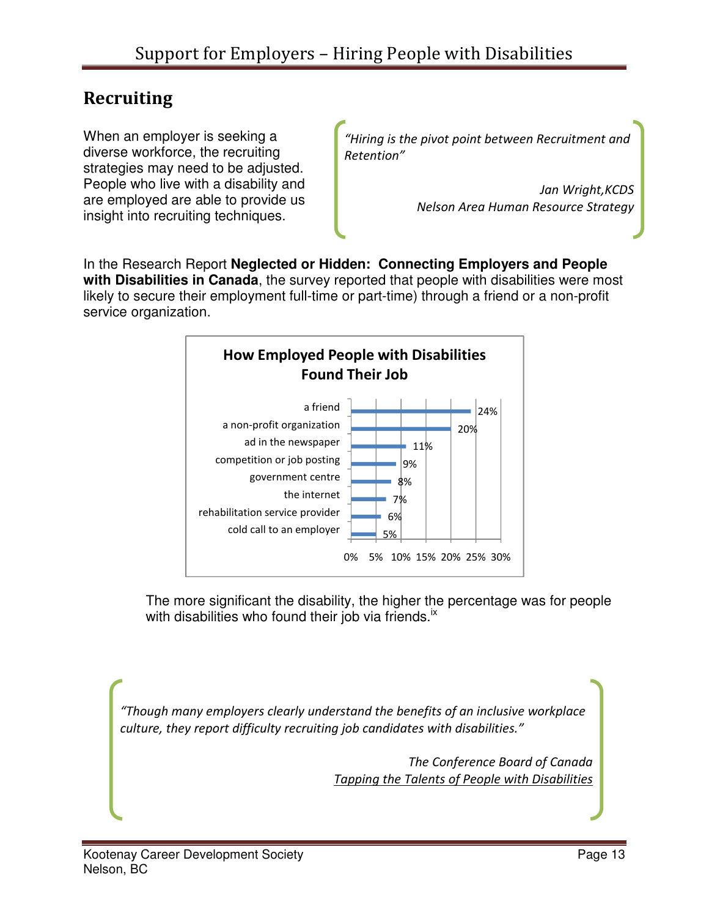## Recruiting

When an employer is seeking a diverse workforce, the recruiting strategies may need to be adjusted. People who live with a disability and are employed are able to provide us insight into recruiting techniques.

> *"Hiring is the pivot point between Recruitment and Retention"*
>
> *Jan Wright,KCDS*
> *Nelson Area Human Resource Strategy*

In the Research Report **Neglected or Hidden: Connecting Employers and People with Disabilities in Canada**, the survey reported that people with disabilities were most likely to secure their employment full-time or part-time) through a friend or a non-profit service organization.

**How Employed People with Disabilities Found Their Job**

| Method | Percentage |
|---|---|
| a friend | 24% |
| a non-profit organization | 20% |
| ad in the newspaper | 11% |
| competition or job posting | 9% |
| government centre | 8% |
| the internet | 7% |
| rehabilitation service provider | 6% |
| cold call to an employer | 5% |

The more significant the disability, the higher the percentage was for people with disabilities who found their job via friends.[ix]

> *"Though many employers clearly understand the benefits of an inclusive workplace culture, they report difficulty recruiting job candidates with disabilities."*
>
> *The Conference Board of Canada*
> *Tapping the Talents of People with Disabilities*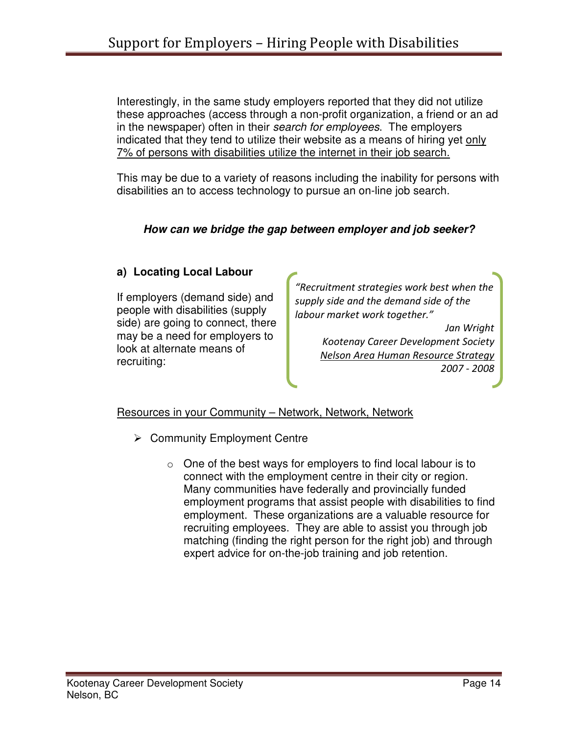Interestingly, in the same study employers reported that they did not utilize these approaches (access through a non-profit organization, a friend or an ad in the newspaper) often in their *search for employees*. The employers indicated that they tend to utilize their website as a means of hiring yet <u>only 7% of persons with disabilities utilize the internet in their job search.</u>

This may be due to a variety of reasons including the inability for persons with disabilities an to access technology to pursue an on-line job search.

***How can we bridge the gap between employer and job seeker?***

**a) Locating Local Labour**

If employers (demand side) and people with disabilities (supply side) are going to connect, there may be a need for employers to look at alternate means of recruiting:

> *"Recruitment strategies work best when the supply side and the demand side of the labour market work together."*
>
> *Jan Wright*
> *Kootenay Career Development Society*
> *<u>Nelson Area Human Resource Strategy</u>*
> *2007 - 2008*

<u>Resources in your Community – Network, Network, Network</u>

- Community Employment Centre
  - One of the best ways for employers to find local labour is to connect with the employment centre in their city or region. Many communities have federally and provincially funded employment programs that assist people with disabilities to find employment. These organizations are a valuable resource for recruiting employees. They are able to assist you through job matching (finding the right person for the right job) and through expert advice for on-the-job training and job retention.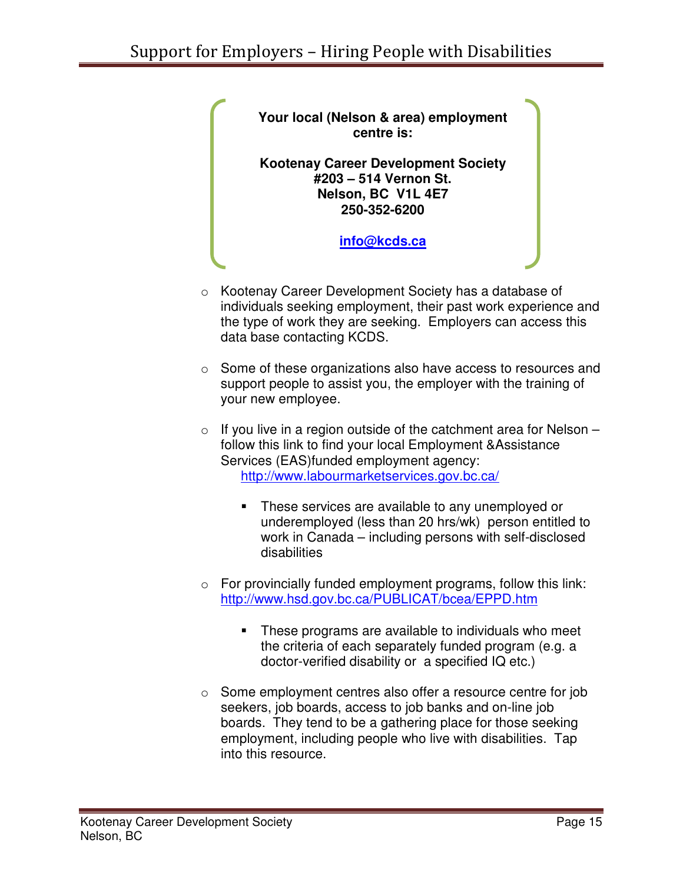**Your local (Nelson & area) employment centre is:**

**Kootenay Career Development Society**
**#203 – 514 Vernon St.**
**Nelson, BC V1L 4E7**
**250-352-6200**

**info@kcds.ca**

- Kootenay Career Development Society has a database of individuals seeking employment, their past work experience and the type of work they are seeking. Employers can access this data base contacting KCDS.

- Some of these organizations also have access to resources and support people to assist you, the employer with the training of your new employee.

- If you live in a region outside of the catchment area for Nelson – follow this link to find your local Employment &Assistance Services (EAS)funded employment agency: http://www.labourmarketservices.gov.bc.ca/

  - These services are available to any unemployed or underemployed (less than 20 hrs/wk) person entitled to work in Canada – including persons with self-disclosed disabilities

- For provincially funded employment programs, follow this link: http://www.hsd.gov.bc.ca/PUBLICAT/bcea/EPPD.htm

  - These programs are available to individuals who meet the criteria of each separately funded program (e.g. a doctor-verified disability or a specified IQ etc.)

- Some employment centres also offer a resource centre for job seekers, job boards, access to job banks and on-line job boards. They tend to be a gathering place for those seeking employment, including people who live with disabilities. Tap into this resource.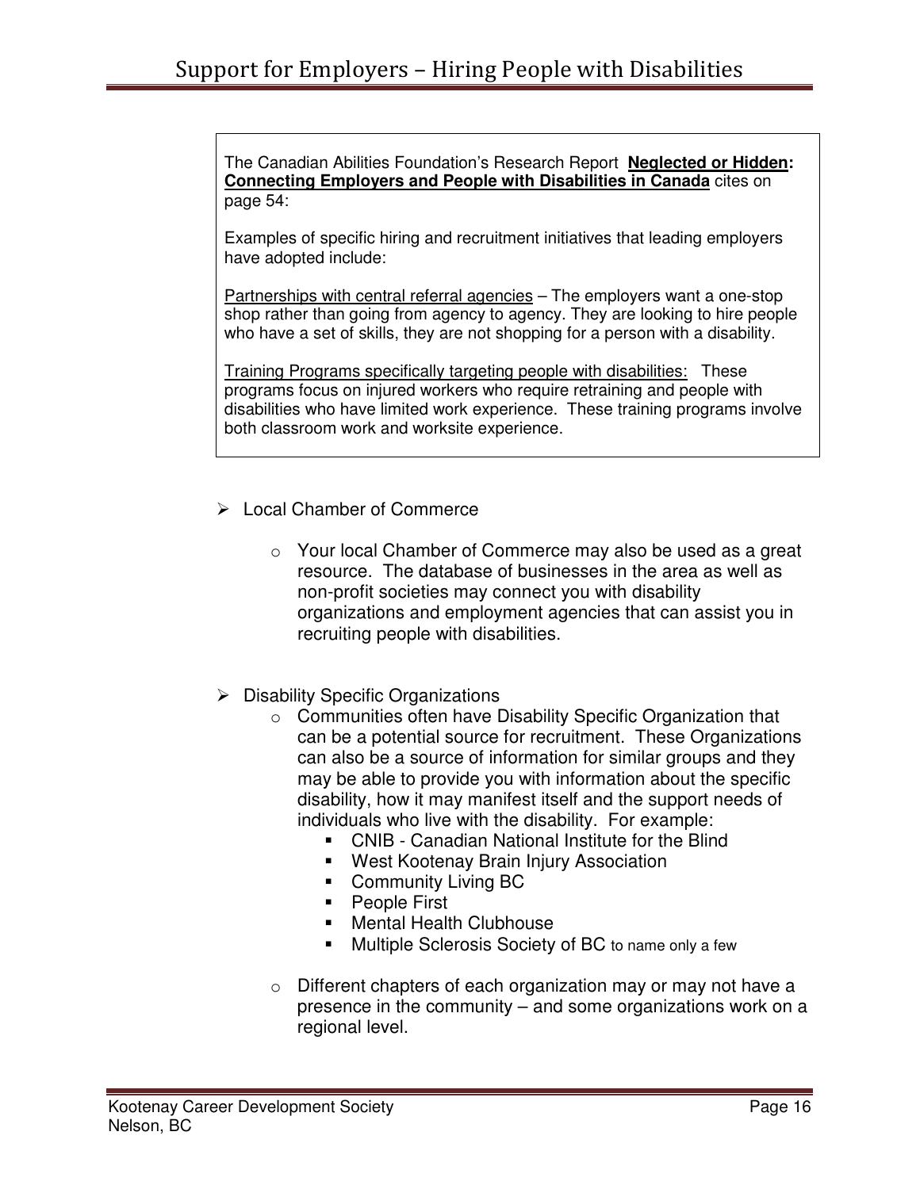> The Canadian Abilities Foundation's Research Report **<u>Neglected or Hidden</u>: <u>Connecting Employers and People with Disabilities in Canada</u>** cites on page 54:
>
> Examples of specific hiring and recruitment initiatives that leading employers have adopted include:
>
> <u>Partnerships with central referral agencies</u> – The employers want a one-stop shop rather than going from agency to agency. They are looking to hire people who have a set of skills, they are not shopping for a person with a disability.
>
> <u>Training Programs specifically targeting people with disabilities:</u> These programs focus on injured workers who require retraining and people with disabilities who have limited work experience. These training programs involve both classroom work and worksite experience.

- Local Chamber of Commerce
  - Your local Chamber of Commerce may also be used as a great resource. The database of businesses in the area as well as non-profit societies may connect you with disability organizations and employment agencies that can assist you in recruiting people with disabilities.

- Disability Specific Organizations
  - Communities often have Disability Specific Organization that can be a potential source for recruitment. These Organizations can also be a source of information for similar groups and they may be able to provide you with information about the specific disability, how it may manifest itself and the support needs of individuals who live with the disability. For example:
    - CNIB - Canadian National Institute for the Blind
    - West Kootenay Brain Injury Association
    - Community Living BC
    - People First
    - Mental Health Clubhouse
    - Multiple Sclerosis Society of BC to name only a few
  - Different chapters of each organization may or may not have a presence in the community – and some organizations work on a regional level.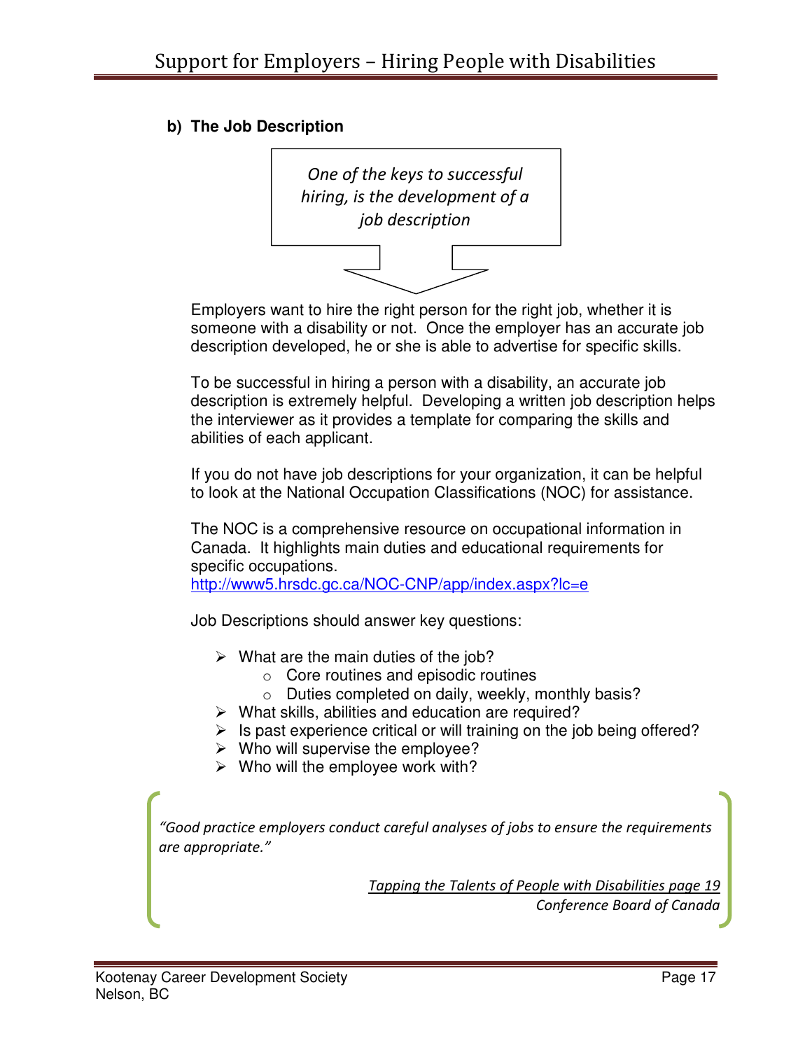### b) The Job Description

*One of the keys to successful hiring, is the development of a job description*

Employers want to hire the right person for the right job, whether it is someone with a disability or not. Once the employer has an accurate job description developed, he or she is able to advertise for specific skills.

To be successful in hiring a person with a disability, an accurate job description is extremely helpful. Developing a written job description helps the interviewer as it provides a template for comparing the skills and abilities of each applicant.

If you do not have job descriptions for your organization, it can be helpful to look at the National Occupation Classifications (NOC) for assistance.

The NOC is a comprehensive resource on occupational information in Canada. It highlights main duties and educational requirements for specific occupations.
http://www5.hrsdc.gc.ca/NOC-CNP/app/index.aspx?lc=e

Job Descriptions should answer key questions:

- What are the main duties of the job?
  - Core routines and episodic routines
  - Duties completed on daily, weekly, monthly basis?
- What skills, abilities and education are required?
- Is past experience critical or will training on the job being offered?
- Who will supervise the employee?
- Who will the employee work with?

*"Good practice employers conduct careful analyses of jobs to ensure the requirements are appropriate."*

*Tapping the Talents of People with Disabilities page 19*
*Conference Board of Canada*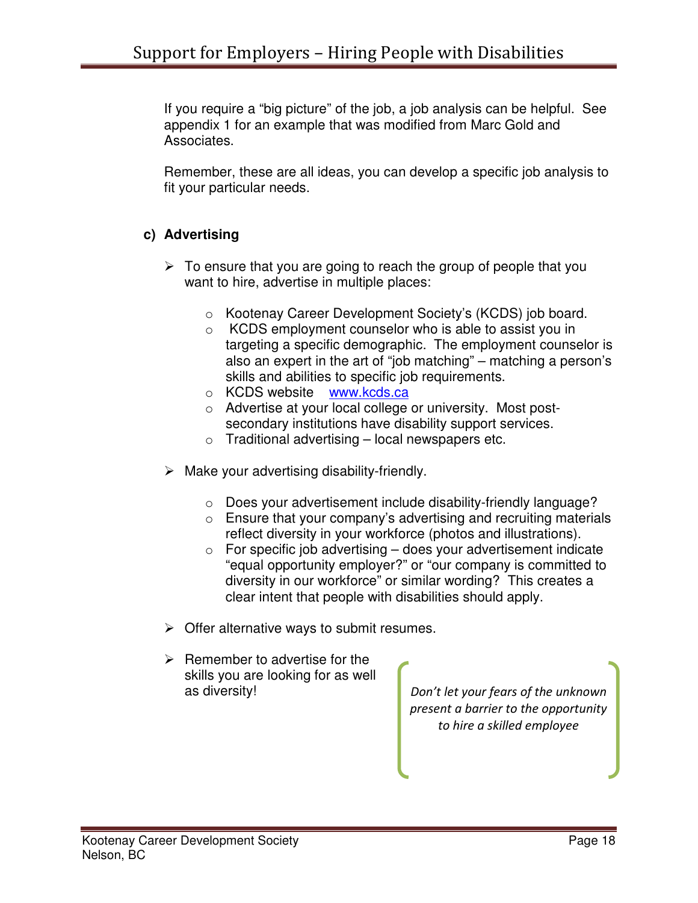If you require a "big picture" of the job, a job analysis can be helpful. See appendix 1 for an example that was modified from Marc Gold and Associates.

Remember, these are all ideas, you can develop a specific job analysis to fit your particular needs.

### c) Advertising

- To ensure that you are going to reach the group of people that you want to hire, advertise in multiple places:
  - Kootenay Career Development Society's (KCDS) job board.
  - KCDS employment counselor who is able to assist you in targeting a specific demographic. The employment counselor is also an expert in the art of "job matching" – matching a person's skills and abilities to specific job requirements.
  - KCDS website [www.kcds.ca](http://www.kcds.ca)
  - Advertise at your local college or university. Most post-secondary institutions have disability support services.
  - Traditional advertising – local newspapers etc.
- Make your advertising disability-friendly.
  - Does your advertisement include disability-friendly language?
  - Ensure that your company's advertising and recruiting materials reflect diversity in your workforce (photos and illustrations).
  - For specific job advertising – does your advertisement indicate "equal opportunity employer?" or "our company is committed to diversity in our workforce" or similar wording? This creates a clear intent that people with disabilities should apply.
- Offer alternative ways to submit resumes.
- Remember to advertise for the skills you are looking for as well as diversity!

*Don't let your fears of the unknown present a barrier to the opportunity to hire a skilled employee*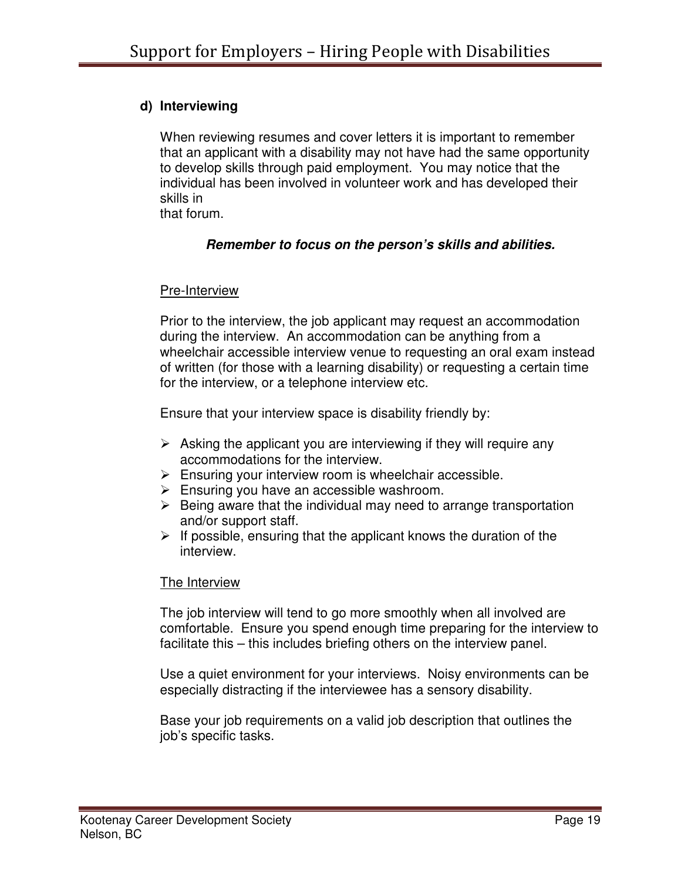### d) Interviewing

When reviewing resumes and cover letters it is important to remember that an applicant with a disability may not have had the same opportunity to develop skills through paid employment. You may notice that the individual has been involved in volunteer work and has developed their skills in that forum.

***Remember to focus on the person's skills and abilities.***

Pre-Interview

Prior to the interview, the job applicant may request an accommodation during the interview. An accommodation can be anything from a wheelchair accessible interview venue to requesting an oral exam instead of written (for those with a learning disability) or requesting a certain time for the interview, or a telephone interview etc.

Ensure that your interview space is disability friendly by:

- Asking the applicant you are interviewing if they will require any accommodations for the interview.
- Ensuring your interview room is wheelchair accessible.
- Ensuring you have an accessible washroom.
- Being aware that the individual may need to arrange transportation and/or support staff.
- If possible, ensuring that the applicant knows the duration of the interview.

The Interview

The job interview will tend to go more smoothly when all involved are comfortable. Ensure you spend enough time preparing for the interview to facilitate this – this includes briefing others on the interview panel.

Use a quiet environment for your interviews. Noisy environments can be especially distracting if the interviewee has a sensory disability.

Base your job requirements on a valid job description that outlines the job's specific tasks.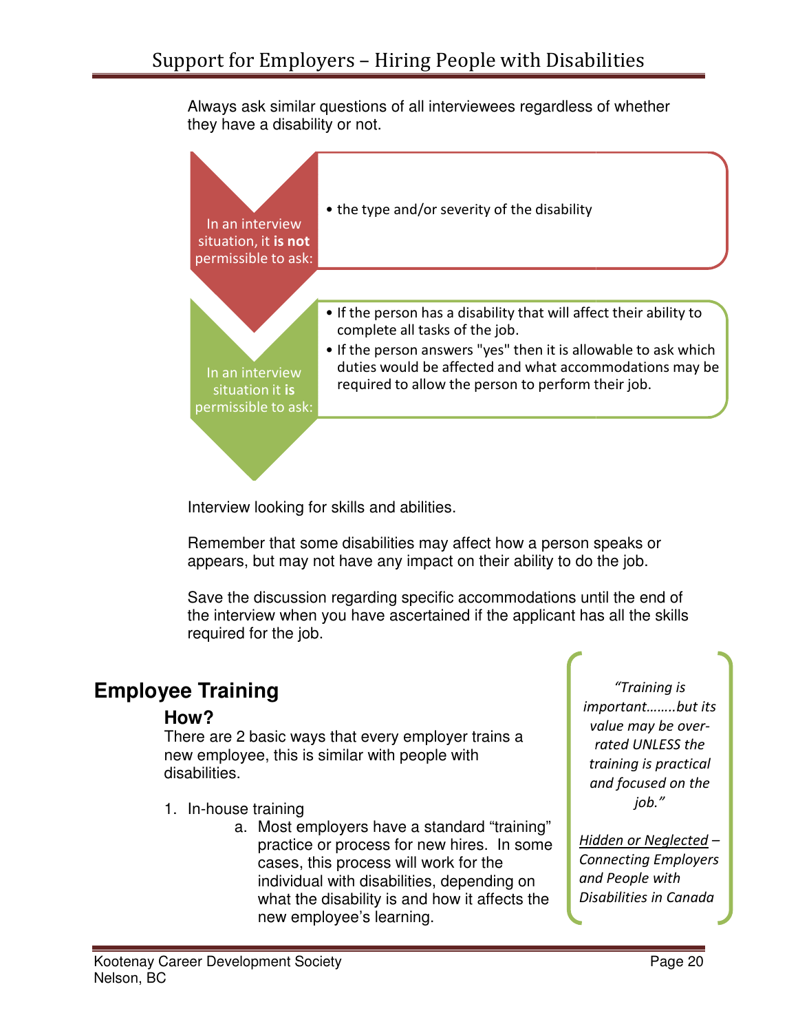Always ask similar questions of all interviewees regardless of whether they have a disability or not.

**In an interview situation, it is not permissible to ask:**

- the type and/or severity of the disability

**In an interview situation it is permissible to ask:**

- If the person has a disability that will affect their ability to complete all tasks of the job.
- If the person answers "yes" then it is allowable to ask which duties would be affected and what accommodations may be required to allow the person to perform their job.

Interview looking for skills and abilities.

Remember that some disabilities may affect how a person speaks or appears, but may not have any impact on their ability to do the job.

Save the discussion regarding specific accommodations until the end of the interview when you have ascertained if the applicant has all the skills required for the job.

## Employee Training

### How?

There are 2 basic ways that every employer trains a new employee, this is similar with people with disabilities.

1. In-house training
    a. Most employers have a standard “training” practice or process for new hires. In some cases, this process will work for the individual with disabilities, depending on what the disability is and how it affects the new employee’s learning.

> *“Training is important……..but its value may be over-rated UNLESS the training is practical and focused on the job.”*
>
> *Hidden or Neglected – Connecting Employers and People with Disabilities in Canada*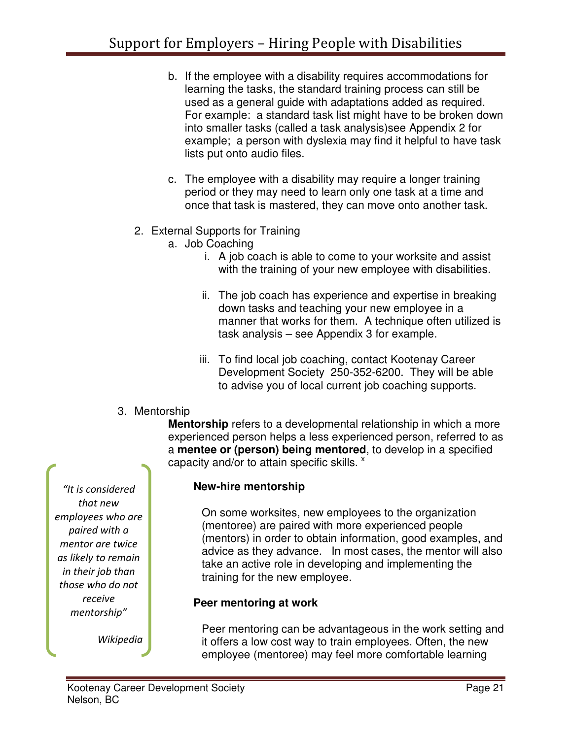b. If the employee with a disability requires accommodations for learning the tasks, the standard training process can still be used as a general guide with adaptations added as required. For example: a standard task list might have to be broken down into smaller tasks (called a task analysis)see Appendix 2 for example; a person with dyslexia may find it helpful to have task lists put onto audio files.

c. The employee with a disability may require a longer training period or they may need to learn only one task at a time and once that task is mastered, they can move onto another task.

2. External Supports for Training
   a. Job Coaching
      i. A job coach is able to come to your worksite and assist with the training of your new employee with disabilities.

      ii. The job coach has experience and expertise in breaking down tasks and teaching your new employee in a manner that works for them. A technique often utilized is task analysis – see Appendix 3 for example.

      iii. To find local job coaching, contact Kootenay Career Development Society 250-352-6200. They will be able to advise you of local current job coaching supports.

3. Mentorship

**Mentorship** refers to a developmental relationship in which a more experienced person helps a less experienced person, referred to as a **mentee or (person) being mentored**, to develop in a specified capacity and/or to attain specific skills. [x]

> *"It is considered that new employees who are paired with a mentor are twice as likely to remain in their job than those who do not receive mentorship"*
>
> *Wikipedia*

**New-hire mentorship**

On some worksites, new employees to the organization (mentoree) are paired with more experienced people (mentors) in order to obtain information, good examples, and advice as they advance. In most cases, the mentor will also take an active role in developing and implementing the training for the new employee.

**Peer mentoring at work**

Peer mentoring can be advantageous in the work setting and it offers a low cost way to train employees. Often, the new employee (mentoree) may feel more comfortable learning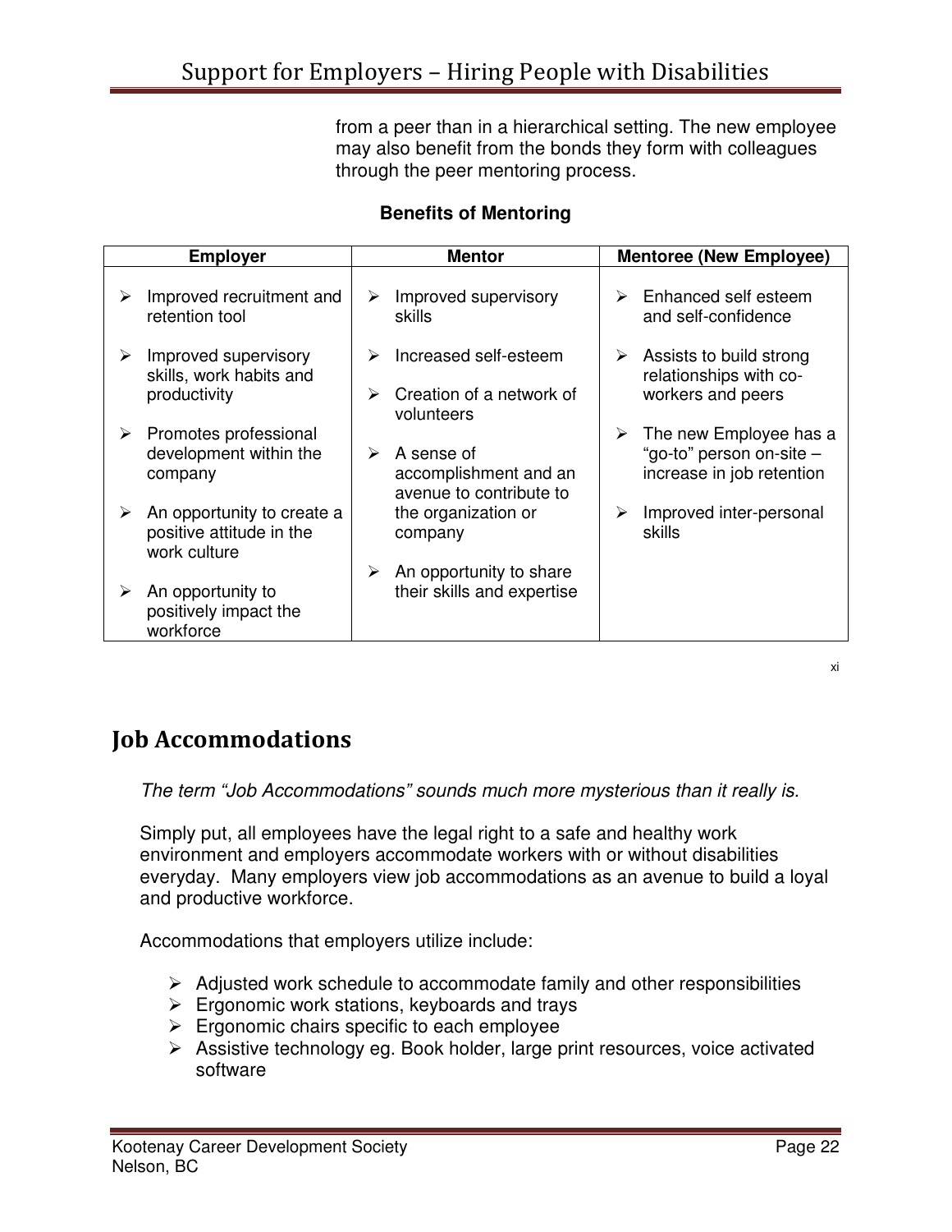from a peer than in a hierarchical setting. The new employee may also benefit from the bonds they form with colleagues through the peer mentoring process.

**Benefits of Mentoring**

| Employer | Mentor | Mentoree (New Employee) |
|---|---|---|
| ➢ Improved recruitment and retention tool<br>➢ Improved supervisory skills, work habits and productivity<br>➢ Promotes professional development within the company<br>➢ An opportunity to create a positive attitude in the work culture<br>➢ An opportunity to positively impact the workforce | ➢ Improved supervisory skills<br>➢ Increased self-esteem<br>➢ Creation of a network of volunteers<br>➢ A sense of accomplishment and an avenue to contribute to the organization or company<br>➢ An opportunity to share their skills and expertise | ➢ Enhanced self esteem and self-confidence<br>➢ Assists to build strong relationships with co-workers and peers<br>➢ The new Employee has a "go-to" person on-site – increase in job retention<br>➢ Improved inter-personal skills |

xi

## Job Accommodations

*The term "Job Accommodations" sounds much more mysterious than it really is.*

Simply put, all employees have the legal right to a safe and healthy work environment and employers accommodate workers with or without disabilities everyday. Many employers view job accommodations as an avenue to build a loyal and productive workforce.

Accommodations that employers utilize include:

- Adjusted work schedule to accommodate family and other responsibilities
- Ergonomic work stations, keyboards and trays
- Ergonomic chairs specific to each employee
- Assistive technology eg. Book holder, large print resources, voice activated software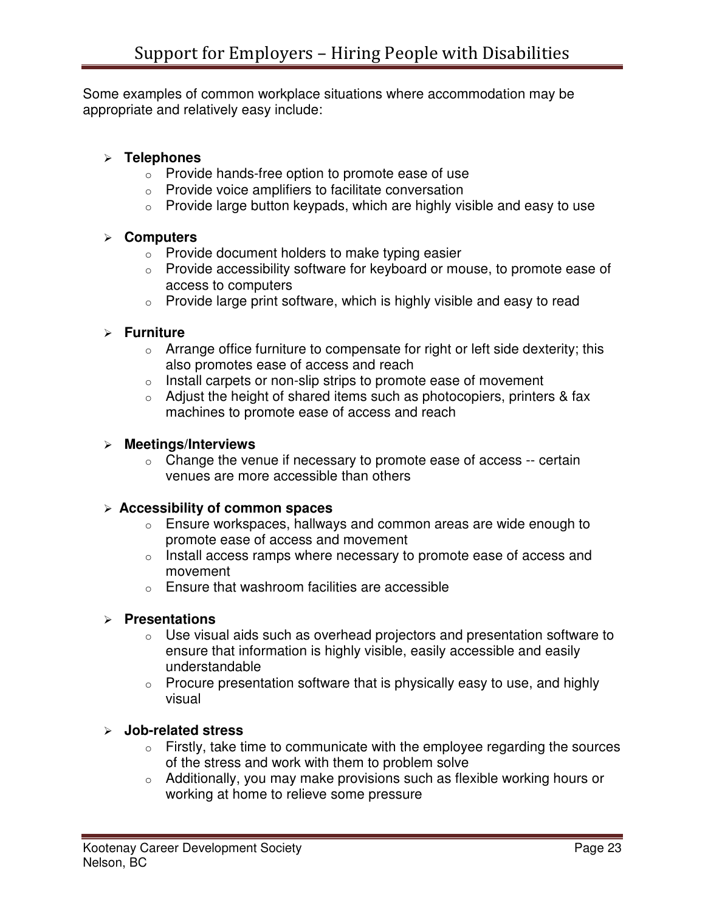Some examples of common workplace situations where accommodation may be appropriate and relatively easy include:

- **Telephones**
  - Provide hands-free option to promote ease of use
  - Provide voice amplifiers to facilitate conversation
  - Provide large button keypads, which are highly visible and easy to use
- **Computers**
  - Provide document holders to make typing easier
  - Provide accessibility software for keyboard or mouse, to promote ease of access to computers
  - Provide large print software, which is highly visible and easy to read
- **Furniture**
  - Arrange office furniture to compensate for right or left side dexterity; this also promotes ease of access and reach
  - Install carpets or non-slip strips to promote ease of movement
  - Adjust the height of shared items such as photocopiers, printers & fax machines to promote ease of access and reach
- **Meetings/Interviews**
  - Change the venue if necessary to promote ease of access -- certain venues are more accessible than others
- **Accessibility of common spaces**
  - Ensure workspaces, hallways and common areas are wide enough to promote ease of access and movement
  - Install access ramps where necessary to promote ease of access and movement
  - Ensure that washroom facilities are accessible
- **Presentations**
  - Use visual aids such as overhead projectors and presentation software to ensure that information is highly visible, easily accessible and easily understandable
  - Procure presentation software that is physically easy to use, and highly visual
- **Job-related stress**
  - Firstly, take time to communicate with the employee regarding the sources of the stress and work with them to problem solve
  - Additionally, you may make provisions such as flexible working hours or working at home to relieve some pressure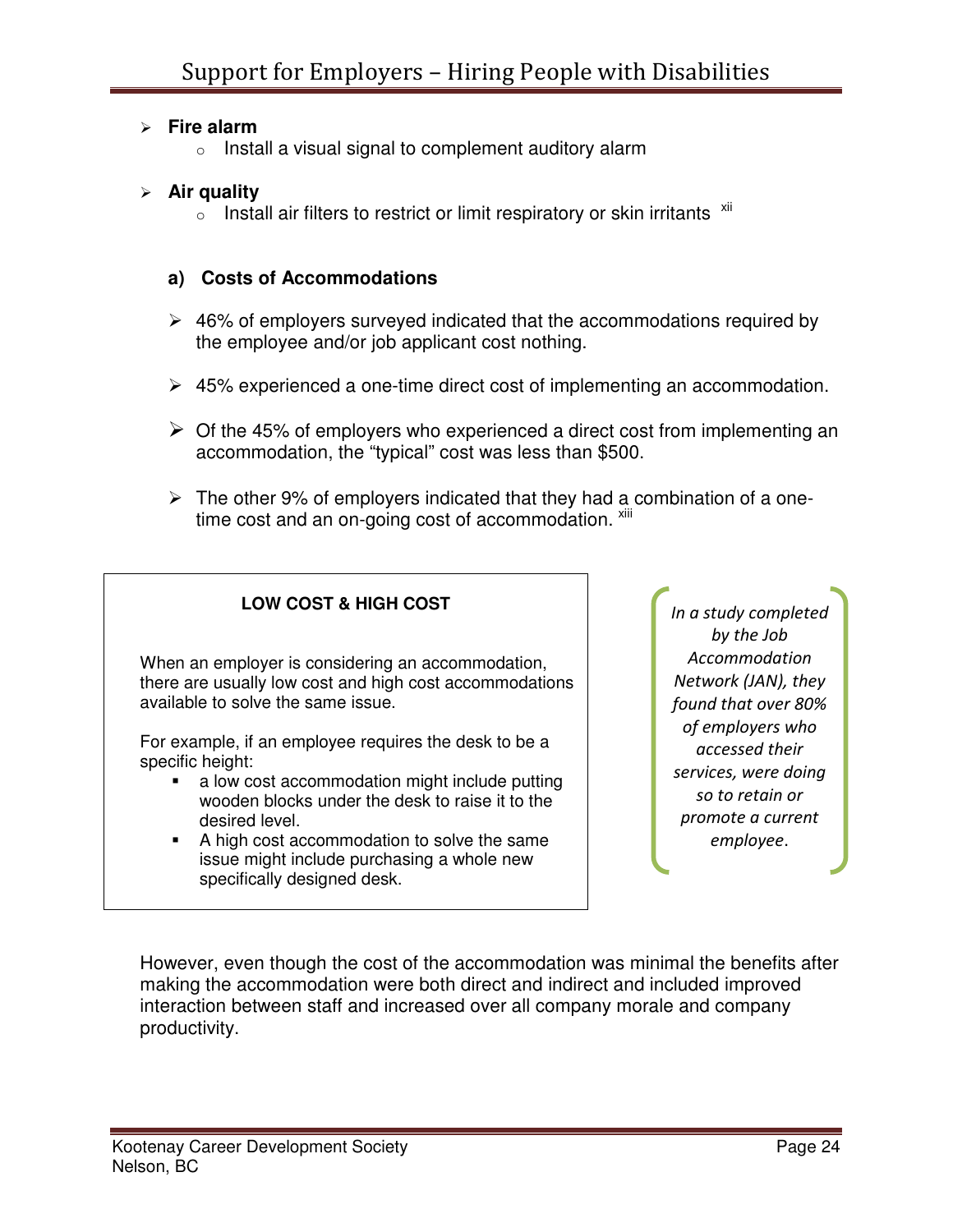- **Fire alarm**
  - Install a visual signal to complement auditory alarm

- **Air quality**
  - Install air filters to restrict or limit respiratory or skin irritants [xii]

### a) Costs of Accommodations

- 46% of employers surveyed indicated that the accommodations required by the employee and/or job applicant cost nothing.

- 45% experienced a one-time direct cost of implementing an accommodation.

- Of the 45% of employers who experienced a direct cost from implementing an accommodation, the “typical” cost was less than $500.

- The other 9% of employers indicated that they had a combination of a one-time cost and an on-going cost of accommodation. [xiii]

**LOW COST & HIGH COST**

When an employer is considering an accommodation, there are usually low cost and high cost accommodations available to solve the same issue.

For example, if an employee requires the desk to be a specific height:

- a low cost accommodation might include putting wooden blocks under the desk to raise it to the desired level.
- A high cost accommodation to solve the same issue might include purchasing a whole new specifically designed desk.

*In a study completed by the Job Accommodation Network (JAN), they found that over 80% of employers who accessed their services, were doing so to retain or promote a current employee.*

However, even though the cost of the accommodation was minimal the benefits after making the accommodation were both direct and indirect and included improved interaction between staff and increased over all company morale and company productivity.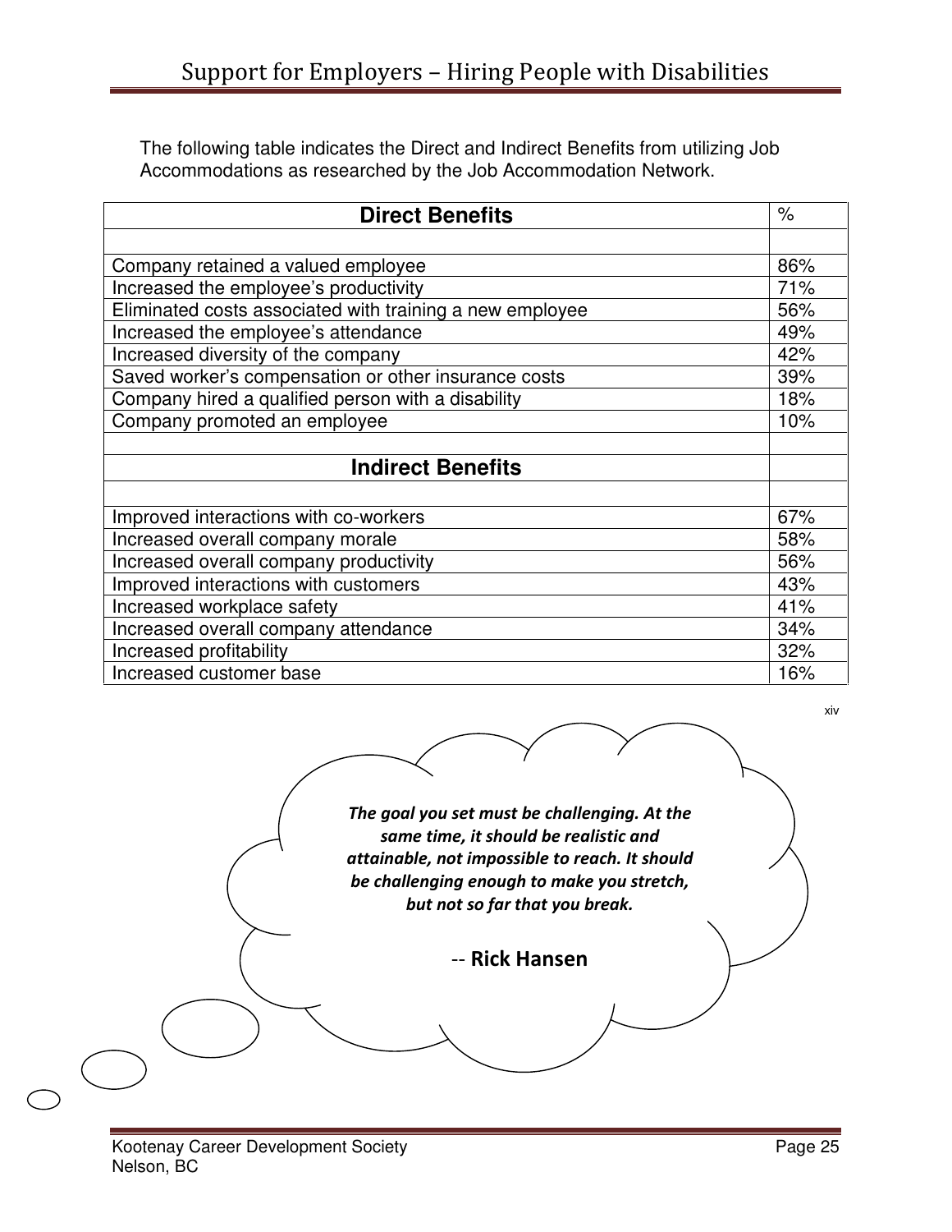The following table indicates the Direct and Indirect Benefits from utilizing Job Accommodations as researched by the Job Accommodation Network.

| **Direct Benefits** | % |
|---|---|
| | |
| Company retained a valued employee | 86% |
| Increased the employee's productivity | 71% |
| Eliminated costs associated with training a new employee | 56% |
| Increased the employee's attendance | 49% |
| Increased diversity of the company | 42% |
| Saved worker's compensation or other insurance costs | 39% |
| Company hired a qualified person with a disability | 18% |
| Company promoted an employee | 10% |
| | |
| **Indirect Benefits** | |
| | |
| Improved interactions with co-workers | 67% |
| Increased overall company morale | 58% |
| Increased overall company productivity | 56% |
| Improved interactions with customers | 43% |
| Increased workplace safety | 41% |
| Increased overall company attendance | 34% |
| Increased profitability | 32% |
| Increased customer base | 16% |

xiv

***The goal you set must be challenging. At the same time, it should be realistic and attainable, not impossible to reach. It should be challenging enough to make you stretch, but not so far that you break.***

-- **Rick Hansen**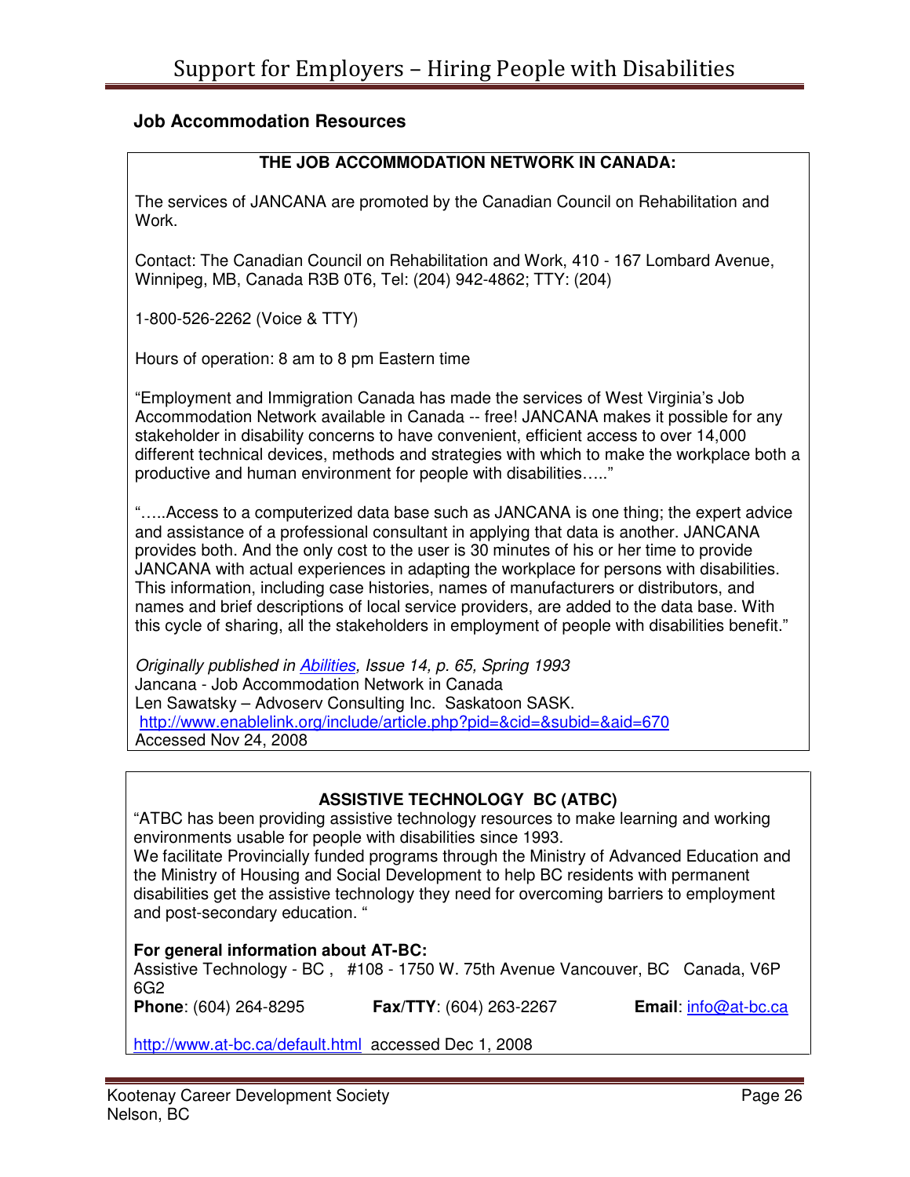## Job Accommodation Resources

**THE JOB ACCOMMODATION NETWORK IN CANADA:**

The services of JANCANA are promoted by the Canadian Council on Rehabilitation and Work.

Contact: The Canadian Council on Rehabilitation and Work, 410 - 167 Lombard Avenue, Winnipeg, MB, Canada R3B 0T6, Tel: (204) 942-4862; TTY: (204)

1-800-526-2262 (Voice & TTY)

Hours of operation: 8 am to 8 pm Eastern time

"Employment and Immigration Canada has made the services of West Virginia's Job Accommodation Network available in Canada -- free! JANCANA makes it possible for any stakeholder in disability concerns to have convenient, efficient access to over 14,000 different technical devices, methods and strategies with which to make the workplace both a productive and human environment for people with disabilities….."

"…..Access to a computerized data base such as JANCANA is one thing; the expert advice and assistance of a professional consultant in applying that data is another. JANCANA provides both. And the only cost to the user is 30 minutes of his or her time to provide JANCANA with actual experiences in adapting the workplace for persons with disabilities. This information, including case histories, names of manufacturers or distributors, and names and brief descriptions of local service providers, are added to the data base. With this cycle of sharing, all the stakeholders in employment of people with disabilities benefit."

*Originally published in Abilities, Issue 14, p. 65, Spring 1993*
Jancana - Job Accommodation Network in Canada
Len Sawatsky – Advoserv Consulting Inc. Saskatoon SASK.
http://www.enablelink.org/include/article.php?pid=&cid=&subid=&aid=670
Accessed Nov 24, 2008

**ASSISTIVE TECHNOLOGY BC (ATBC)**

"ATBC has been providing assistive technology resources to make learning and working environments usable for people with disabilities since 1993.
We facilitate Provincially funded programs through the Ministry of Advanced Education and the Ministry of Housing and Social Development to help BC residents with permanent disabilities get the assistive technology they need for overcoming barriers to employment and post-secondary education. "

**For general information about AT-BC:**
Assistive Technology - BC , #108 - 1750 W. 75th Avenue Vancouver, BC Canada, V6P 6G2
**Phone**: (604) 264-8295 **Fax/TTY**: (604) 263-2267 **Email**: info@at-bc.ca

http://www.at-bc.ca/default.html accessed Dec 1, 2008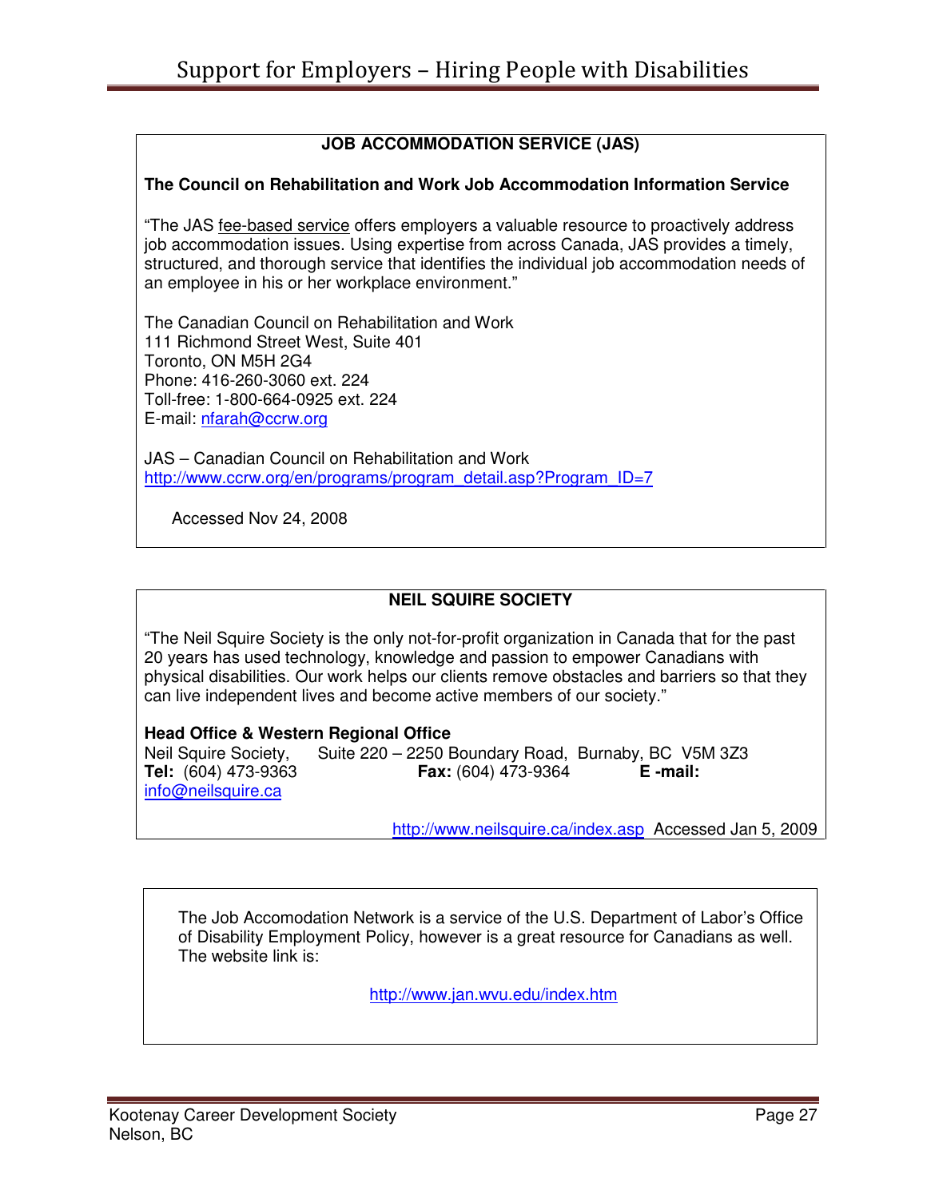## JOB ACCOMMODATION SERVICE (JAS)

**The Council on Rehabilitation and Work Job Accommodation Information Service**

"The JAS fee-based service offers employers a valuable resource to proactively address job accommodation issues. Using expertise from across Canada, JAS provides a timely, structured, and thorough service that identifies the individual job accommodation needs of an employee in his or her workplace environment."

The Canadian Council on Rehabilitation and Work
111 Richmond Street West, Suite 401
Toronto, ON M5H 2G4
Phone: 416-260-3060 ext. 224
Toll-free: 1-800-664-0925 ext. 224
E-mail: nfarah@ccrw.org

JAS – Canadian Council on Rehabilitation and Work
http://www.ccrw.org/en/programs/program_detail.asp?Program_ID=7

Accessed Nov 24, 2008

## NEIL SQUIRE SOCIETY

"The Neil Squire Society is the only not-for-profit organization in Canada that for the past 20 years has used technology, knowledge and passion to empower Canadians with physical disabilities. Our work helps our clients remove obstacles and barriers so that they can live independent lives and become active members of our society."

**Head Office & Western Regional Office**
Neil Squire Society, Suite 220 – 2250 Boundary Road, Burnaby, BC V5M 3Z3
**Tel:** (604) 473-9363 **Fax:** (604) 473-9364 **E -mail:** info@neilsquire.ca

http://www.neilsquire.ca/index.asp Accessed Jan 5, 2009

The Job Accomodation Network is a service of the U.S. Department of Labor's Office of Disability Employment Policy, however is a great resource for Canadians as well. The website link is:

http://www.jan.wvu.edu/index.htm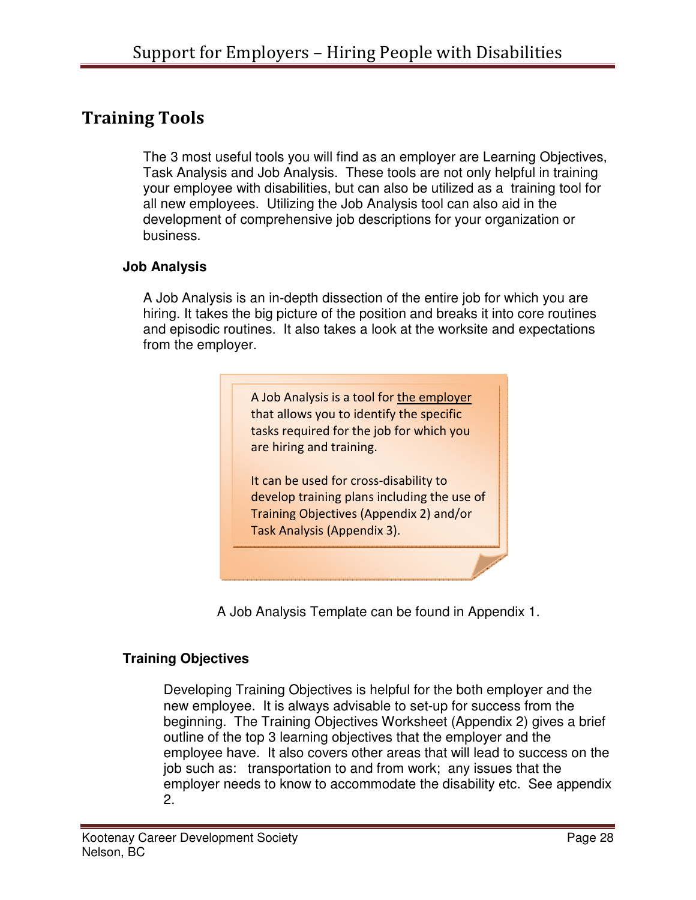## Training Tools

The 3 most useful tools you will find as an employer are Learning Objectives, Task Analysis and Job Analysis. These tools are not only helpful in training your employee with disabilities, but can also be utilized as a training tool for all new employees. Utilizing the Job Analysis tool can also aid in the development of comprehensive job descriptions for your organization or business.

### Job Analysis

A Job Analysis is an in-depth dissection of the entire job for which you are hiring. It takes the big picture of the position and breaks it into core routines and episodic routines. It also takes a look at the worksite and expectations from the employer.

> A Job Analysis is a tool for the employer that allows you to identify the specific tasks required for the job for which you are hiring and training.
>
> It can be used for cross-disability to develop training plans including the use of Training Objectives (Appendix 2) and/or Task Analysis (Appendix 3).

A Job Analysis Template can be found in Appendix 1.

### Training Objectives

Developing Training Objectives is helpful for the both employer and the new employee. It is always advisable to set-up for success from the beginning. The Training Objectives Worksheet (Appendix 2) gives a brief outline of the top 3 learning objectives that the employer and the employee have. It also covers other areas that will lead to success on the job such as: transportation to and from work; any issues that the employer needs to know to accommodate the disability etc. See appendix 2.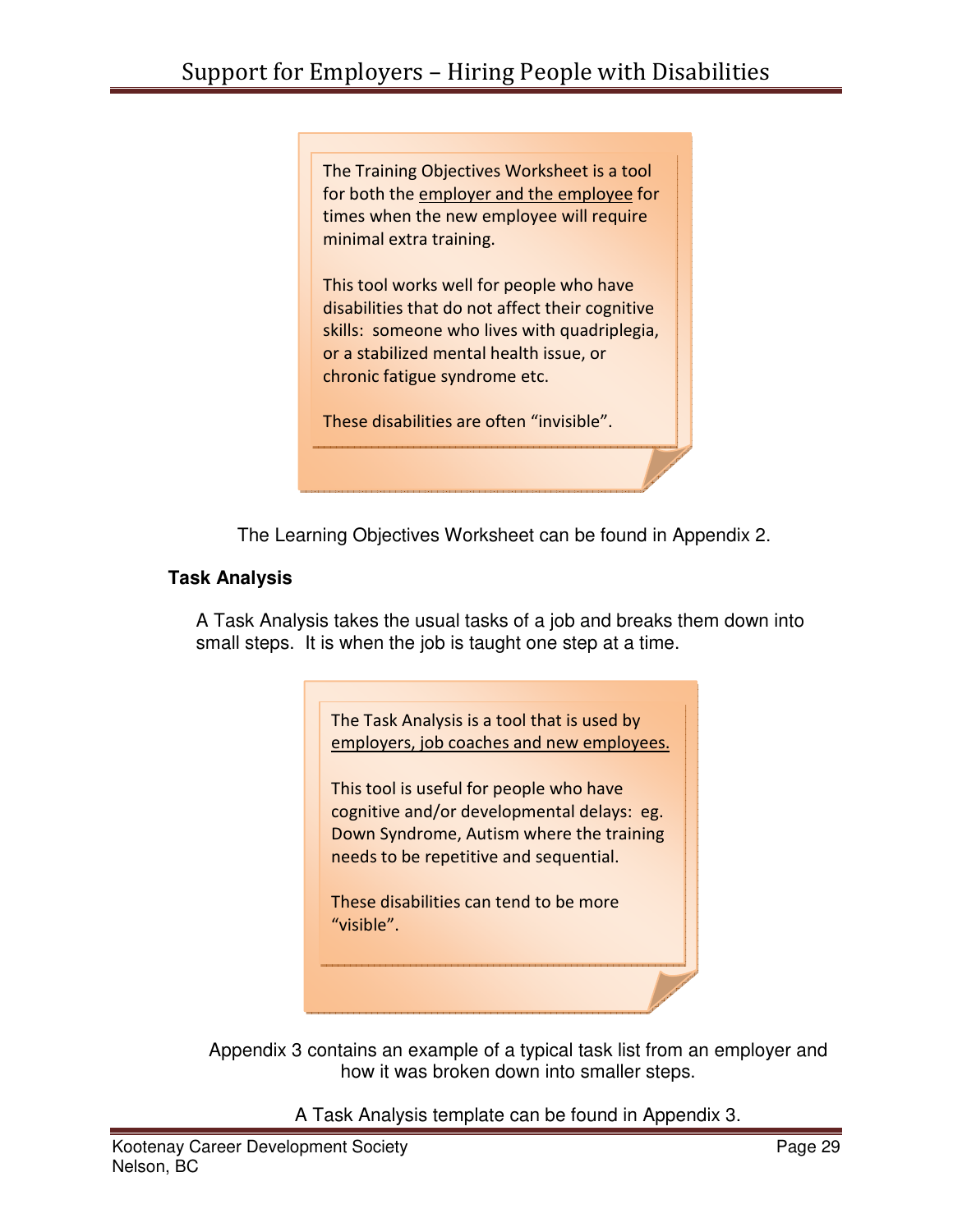The Training Objectives Worksheet is a tool for both the employer and the employee for times when the new employee will require minimal extra training.

This tool works well for people who have disabilities that do not affect their cognitive skills: someone who lives with quadriplegia, or a stabilized mental health issue, or chronic fatigue syndrome etc.

These disabilities are often "invisible".

The Learning Objectives Worksheet can be found in Appendix 2.

**Task Analysis**

A Task Analysis takes the usual tasks of a job and breaks them down into small steps. It is when the job is taught one step at a time.

The Task Analysis is a tool that is used by employers, job coaches and new employees.

This tool is useful for people who have cognitive and/or developmental delays: eg. Down Syndrome, Autism where the training needs to be repetitive and sequential.

These disabilities can tend to be more "visible".

Appendix 3 contains an example of a typical task list from an employer and how it was broken down into smaller steps.

A Task Analysis template can be found in Appendix 3.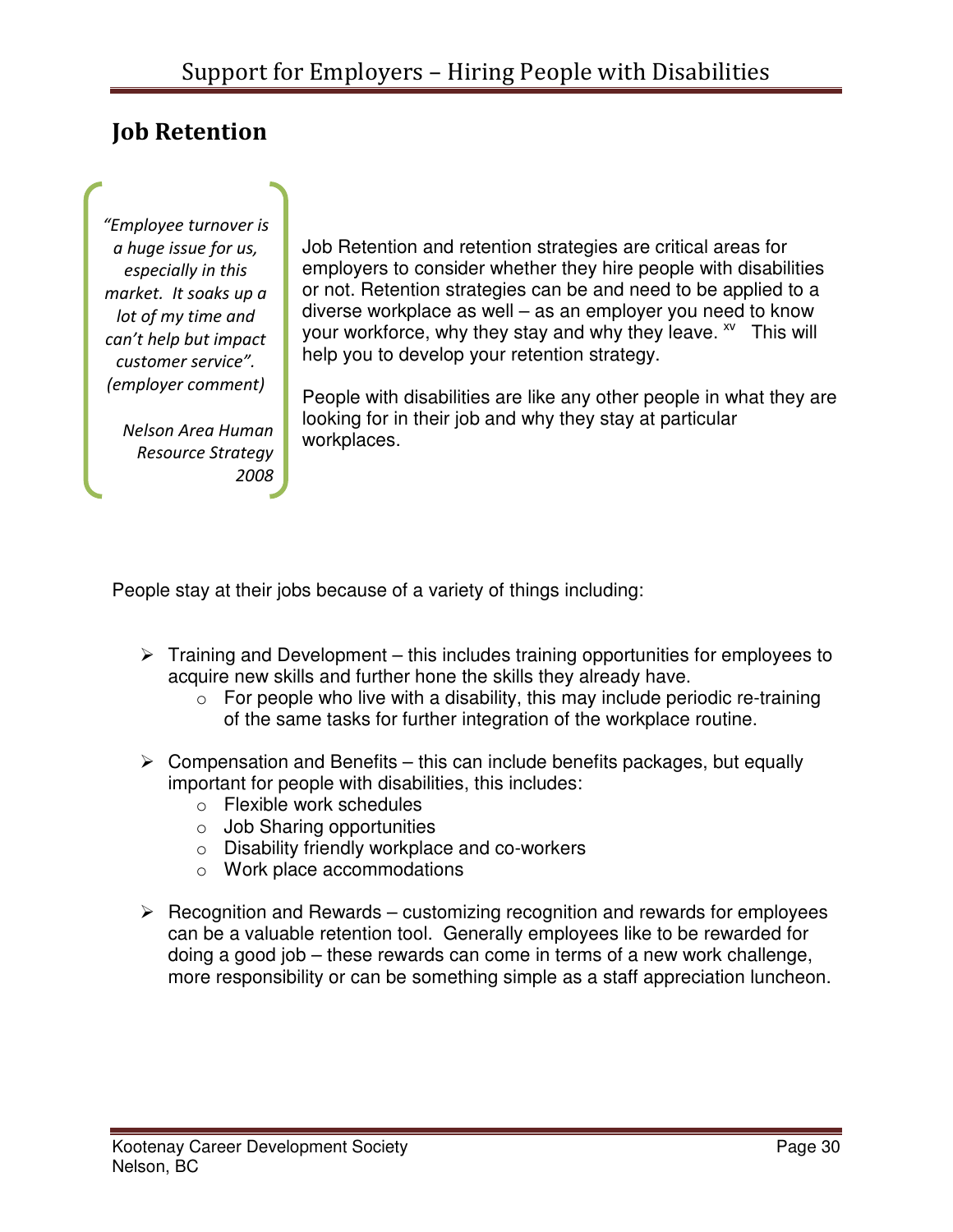## Job Retention

> *"Employee turnover is a huge issue for us, especially in this market. It soaks up a lot of my time and can't help but impact customer service". (employer comment)*
>
> *Nelson Area Human Resource Strategy 2008*

Job Retention and retention strategies are critical areas for employers to consider whether they hire people with disabilities or not. Retention strategies can be and need to be applied to a diverse workplace as well – as an employer you need to know your workforce, why they stay and why they leave. [xv] This will help you to develop your retention strategy.

People with disabilities are like any other people in what they are looking for in their job and why they stay at particular workplaces.

People stay at their jobs because of a variety of things including:

- Training and Development – this includes training opportunities for employees to acquire new skills and further hone the skills they already have.
  - For people who live with a disability, this may include periodic re-training of the same tasks for further integration of the workplace routine.

- Compensation and Benefits – this can include benefits packages, but equally important for people with disabilities, this includes:
  - Flexible work schedules
  - Job Sharing opportunities
  - Disability friendly workplace and co-workers
  - Work place accommodations

- Recognition and Rewards – customizing recognition and rewards for employees can be a valuable retention tool. Generally employees like to be rewarded for doing a good job – these rewards can come in terms of a new work challenge, more responsibility or can be something simple as a staff appreciation luncheon.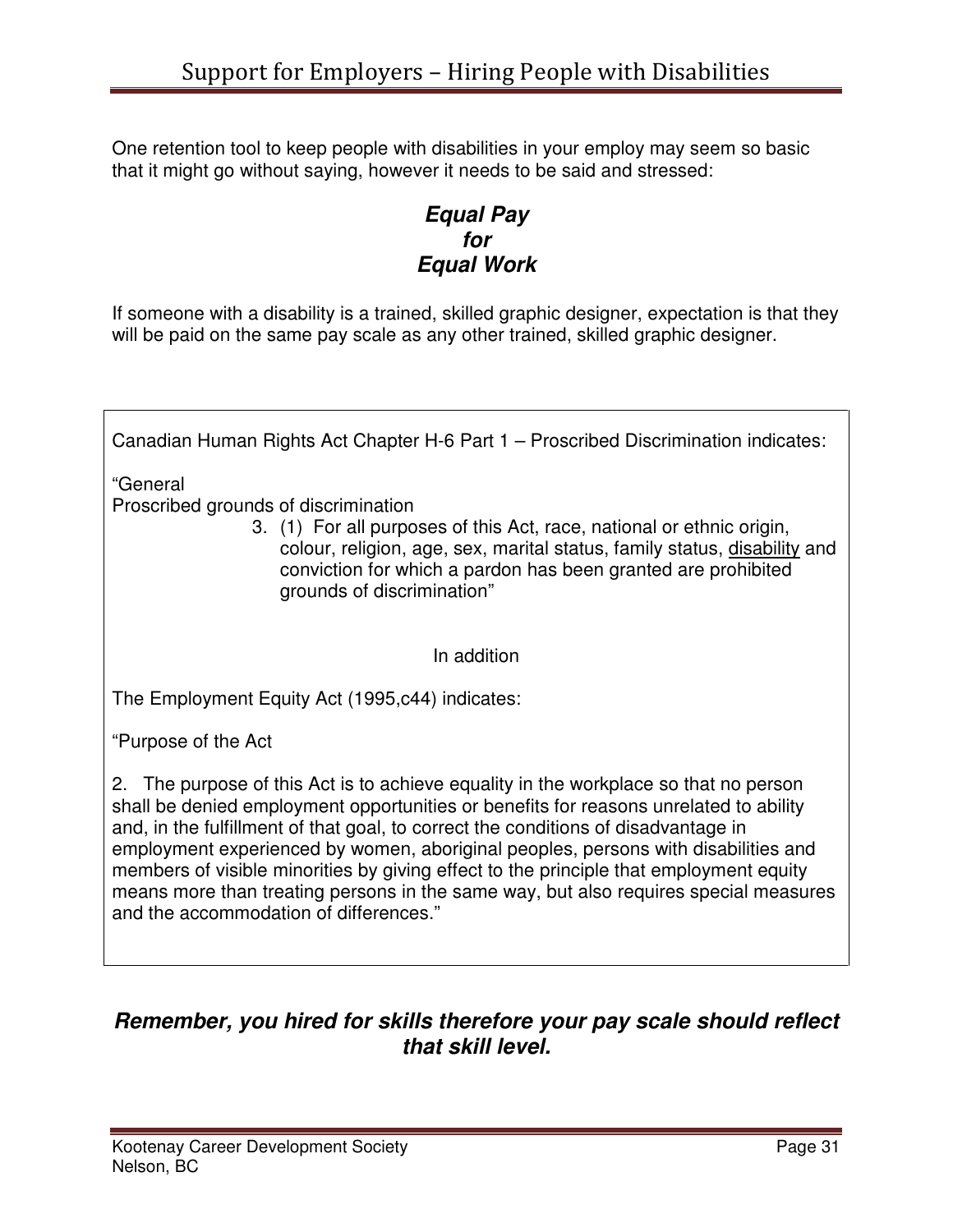One retention tool to keep people with disabilities in your employ may seem so basic that it might go without saying, however it needs to be said and stressed:

***Equal Pay***
***for***
***Equal Work***

If someone with a disability is a trained, skilled graphic designer, expectation is that they will be paid on the same pay scale as any other trained, skilled graphic designer.

Canadian Human Rights Act Chapter H-6 Part 1 – Proscribed Discrimination indicates:

"General
Proscribed grounds of discrimination

3. (1) For all purposes of this Act, race, national or ethnic origin, colour, religion, age, sex, marital status, family status, <u>disability</u> and conviction for which a pardon has been granted are prohibited grounds of discrimination"

In addition

The Employment Equity Act (1995,c44) indicates:

"Purpose of the Act

2. The purpose of this Act is to achieve equality in the workplace so that no person shall be denied employment opportunities or benefits for reasons unrelated to ability and, in the fulfillment of that goal, to correct the conditions of disadvantage in employment experienced by women, aboriginal peoples, persons with disabilities and members of visible minorities by giving effect to the principle that employment equity means more than treating persons in the same way, but also requires special measures and the accommodation of differences."

***Remember, you hired for skills therefore your pay scale should reflect that skill level.***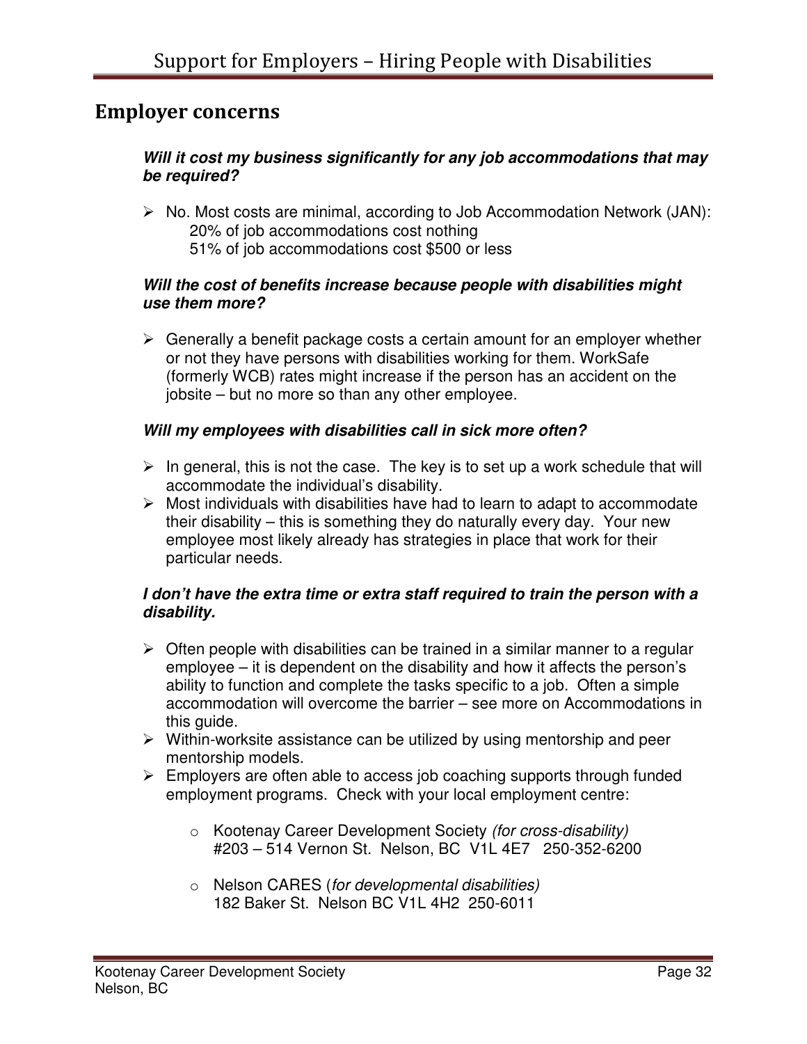## Employer concerns

***Will it cost my business significantly for any job accommodations that may be required?***

- No. Most costs are minimal, according to Job Accommodation Network (JAN):
  20% of job accommodations cost nothing
  51% of job accommodations cost $500 or less

***Will the cost of benefits increase because people with disabilities might use them more?***

- Generally a benefit package costs a certain amount for an employer whether or not they have persons with disabilities working for them. WorkSafe (formerly WCB) rates might increase if the person has an accident on the jobsite – but no more so than any other employee.

***Will my employees with disabilities call in sick more often?***

- In general, this is not the case. The key is to set up a work schedule that will accommodate the individual's disability.
- Most individuals with disabilities have had to learn to adapt to accommodate their disability – this is something they do naturally every day. Your new employee most likely already has strategies in place that work for their particular needs.

***I don't have the extra time or extra staff required to train the person with a disability.***

- Often people with disabilities can be trained in a similar manner to a regular employee – it is dependent on the disability and how it affects the person's ability to function and complete the tasks specific to a job. Often a simple accommodation will overcome the barrier – see more on Accommodations in this guide.
- Within-worksite assistance can be utilized by using mentorship and peer mentorship models.
- Employers are often able to access job coaching supports through funded employment programs. Check with your local employment centre:
  - Kootenay Career Development Society *(for cross-disability)*
    #203 – 514 Vernon St. Nelson, BC V1L 4E7 250-352-6200
  - Nelson CARES (*for developmental disabilities)*
    182 Baker St. Nelson BC V1L 4H2 250-6011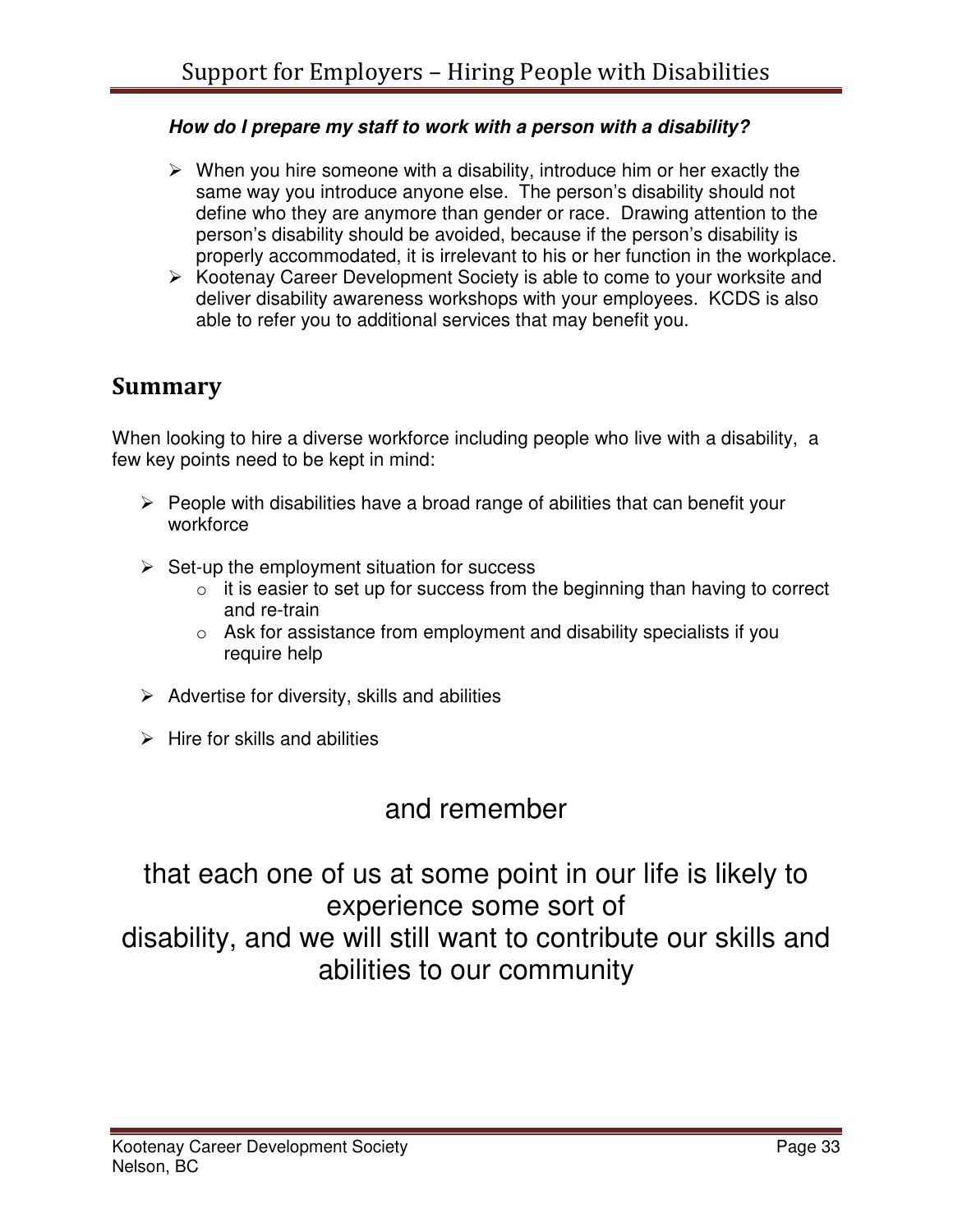***How do I prepare my staff to work with a person with a disability?***

- When you hire someone with a disability, introduce him or her exactly the same way you introduce anyone else. The person's disability should not define who they are anymore than gender or race. Drawing attention to the person's disability should be avoided, because if the person's disability is properly accommodated, it is irrelevant to his or her function in the workplace.
- Kootenay Career Development Society is able to come to your worksite and deliver disability awareness workshops with your employees. KCDS is also able to refer you to additional services that may benefit you.

## Summary

When looking to hire a diverse workforce including people who live with a disability, a few key points need to be kept in mind:

- People with disabilities have a broad range of abilities that can benefit your workforce
- Set-up the employment situation for success
    - it is easier to set up for success from the beginning than having to correct and re-train
    - Ask for assistance from employment and disability specialists if you require help
- Advertise for diversity, skills and abilities
- Hire for skills and abilities

and remember

that each one of us at some point in our life is likely to experience some sort of disability, and we will still want to contribute our skills and abilities to our community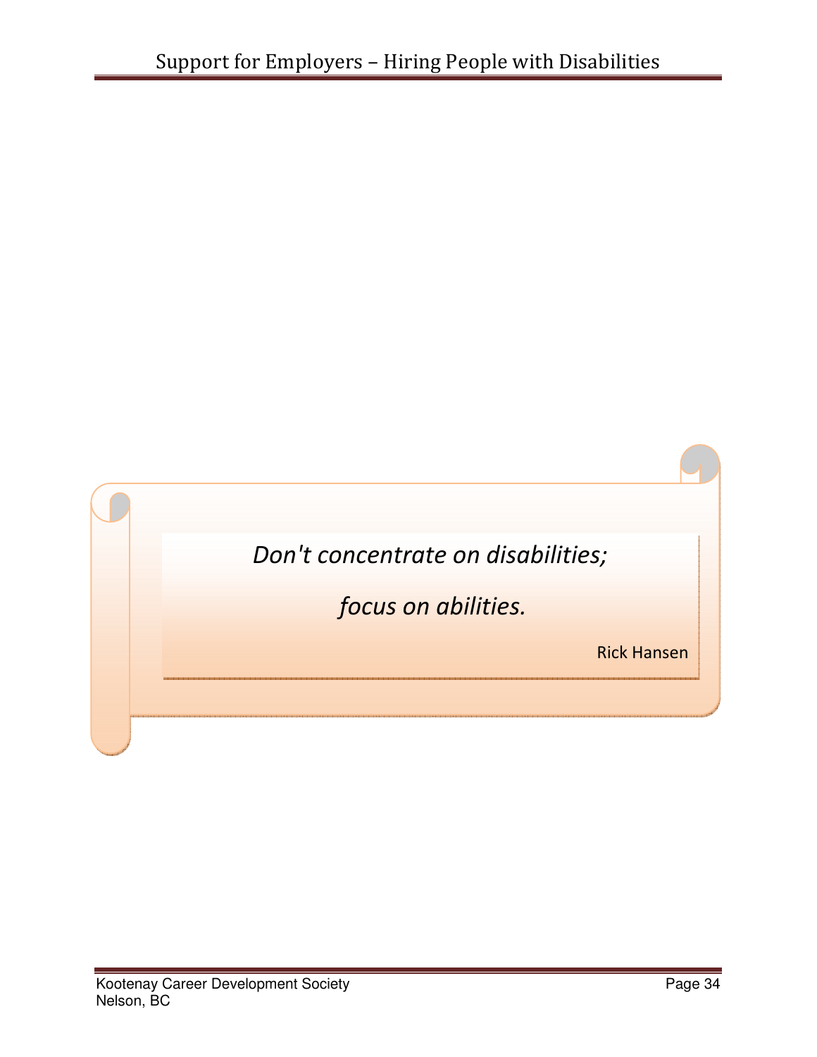*Don't concentrate on disabilities;*

*focus on abilities.*

Rick Hansen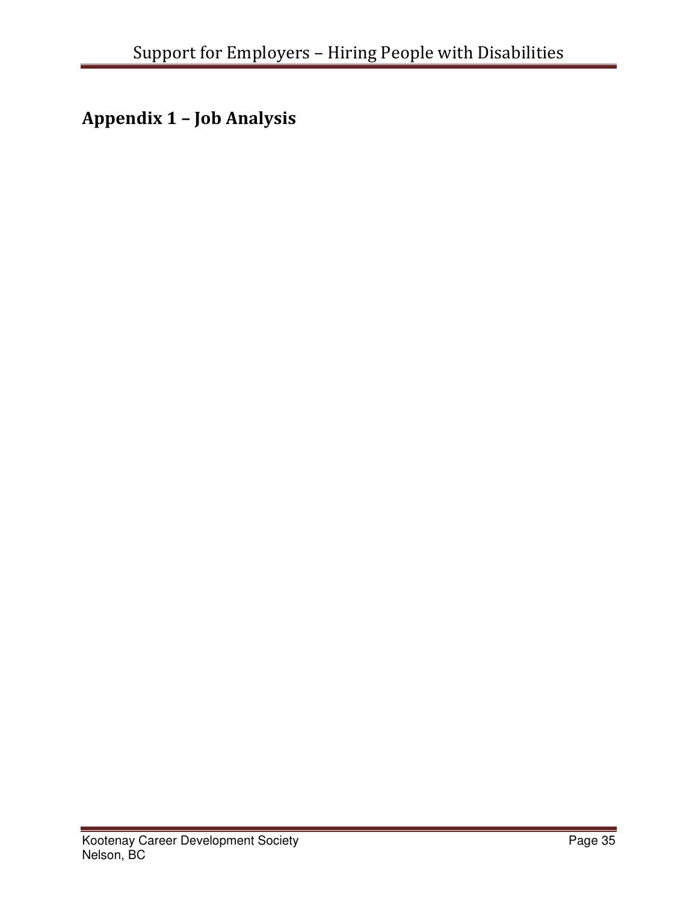## Appendix 1 – Job Analysis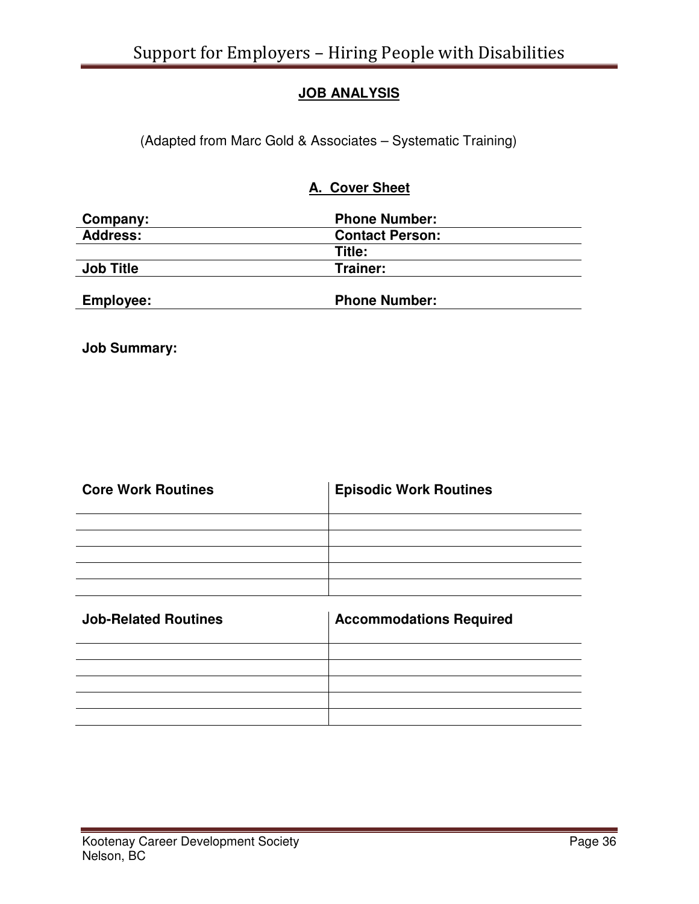## JOB ANALYSIS

(Adapted from Marc Gold & Associates – Systematic Training)

### A. Cover Sheet

| | |
|---|---|
| **Company:** | **Phone Number:** |
| **Address:** | **Contact Person:** |
| | **Title:** |
| **Job Title** | **Trainer:** |
| **Employee:** | **Phone Number:** |

**Job Summary:**

| Core Work Routines | Episodic Work Routines |
|---|---|
| | |
| | |
| | |
| | |
| | |

| Job-Related Routines | Accommodations Required |
|---|---|
| | |
| | |
| | |
| | |
| | |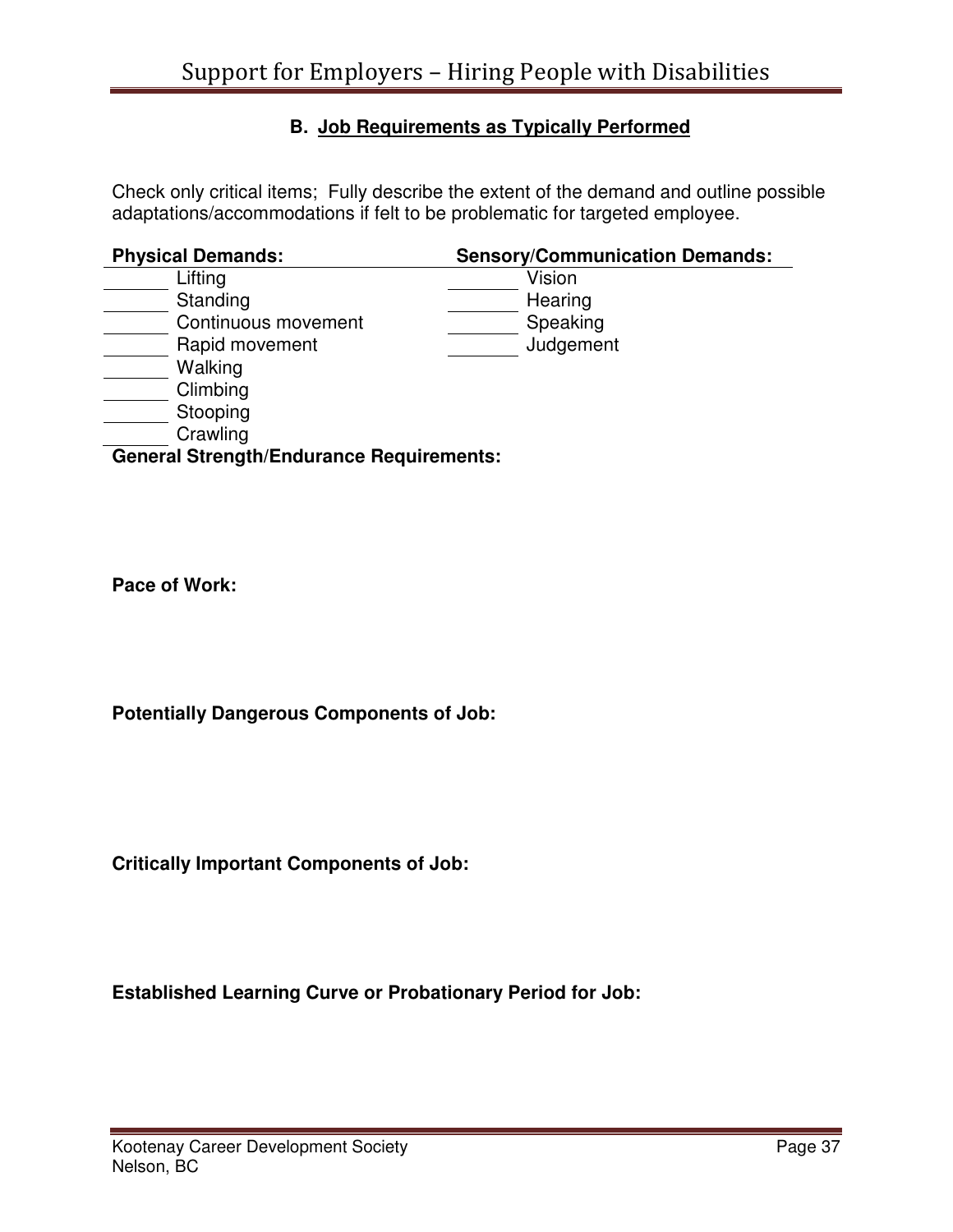## B. Job Requirements as Typically Performed

Check only critical items; Fully describe the extent of the demand and outline possible adaptations/accommodations if felt to be problematic for targeted employee.

| Physical Demands: | Sensory/Communication Demands: |
|---|---|
| _______ Lifting | _______ Vision |
| _______ Standing | _______ Hearing |
| _______ Continuous movement | _______ Speaking |
| _______ Rapid movement | _______ Judgement |
| _______ Walking | |
| _______ Climbing | |
| _______ Stooping | |
| _______ Crawling | |

**General Strength/Endurance Requirements:**

**Pace of Work:**

**Potentially Dangerous Components of Job:**

**Critically Important Components of Job:**

**Established Learning Curve or Probationary Period for Job:**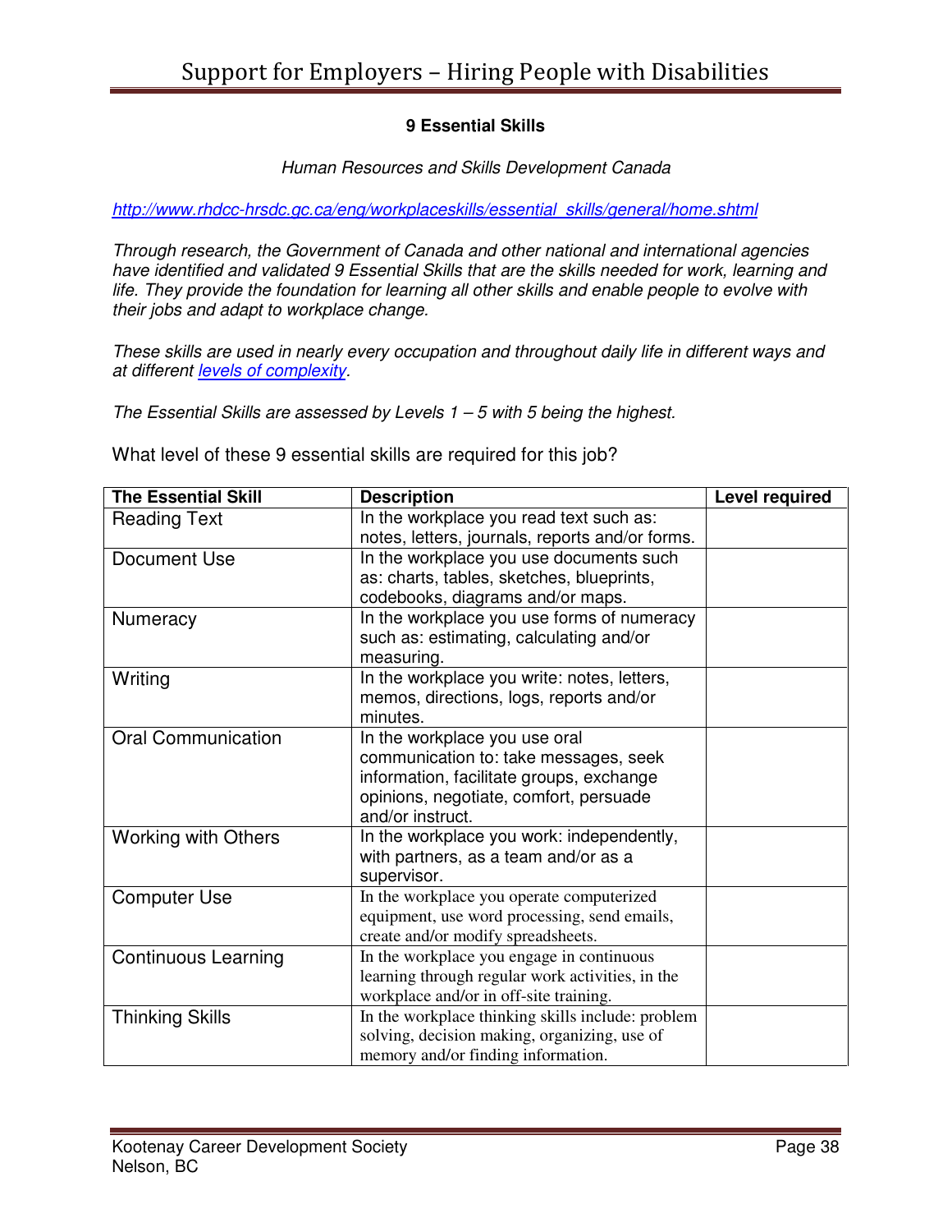**9 Essential Skills**

*Human Resources and Skills Development Canada*

*http://www.rhdcc-hrsdc.gc.ca/eng/workplaceskills/essential_skills/general/home.shtml*

*Through research, the Government of Canada and other national and international agencies have identified and validated 9 Essential Skills that are the skills needed for work, learning and life. They provide the foundation for learning all other skills and enable people to evolve with their jobs and adapt to workplace change.*

*These skills are used in nearly every occupation and throughout daily life in different ways and at different levels of complexity.*

*The Essential Skills are assessed by Levels 1 – 5 with 5 being the highest.*

What level of these 9 essential skills are required for this job?

| The Essential Skill | Description | Level required |
|---|---|---|
| Reading Text | In the workplace you read text such as: notes, letters, journals, reports and/or forms. | |
| Document Use | In the workplace you use documents such as: charts, tables, sketches, blueprints, codebooks, diagrams and/or maps. | |
| Numeracy | In the workplace you use forms of numeracy such as: estimating, calculating and/or measuring. | |
| Writing | In the workplace you write: notes, letters, memos, directions, logs, reports and/or minutes. | |
| Oral Communication | In the workplace you use oral communication to: take messages, seek information, facilitate groups, exchange opinions, negotiate, comfort, persuade and/or instruct. | |
| Working with Others | In the workplace you work: independently, with partners, as a team and/or as a supervisor. | |
| Computer Use | In the workplace you operate computerized equipment, use word processing, send emails, create and/or modify spreadsheets. | |
| Continuous Learning | In the workplace you engage in continuous learning through regular work activities, in the workplace and/or in off-site training. | |
| Thinking Skills | In the workplace thinking skills include: problem solving, decision making, organizing, use of memory and/or finding information. | |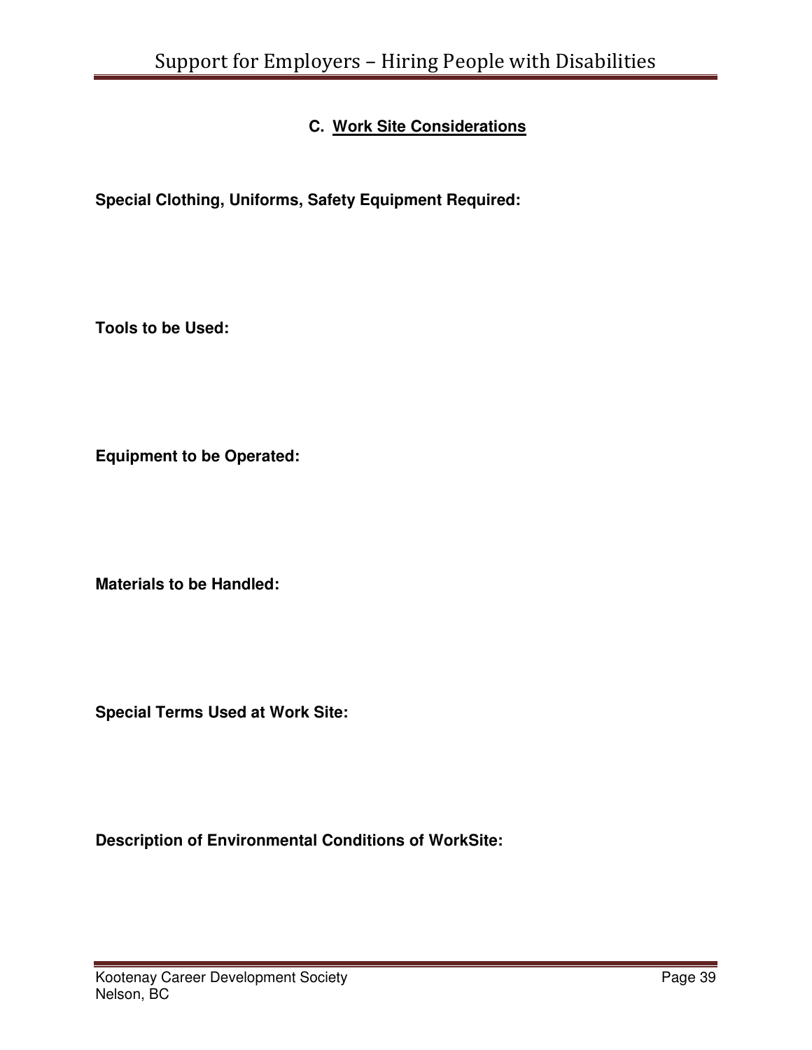## C. Work Site Considerations

**Special Clothing, Uniforms, Safety Equipment Required:**

**Tools to be Used:**

**Equipment to be Operated:**

**Materials to be Handled:**

**Special Terms Used at Work Site:**

**Description of Environmental Conditions of WorkSite:**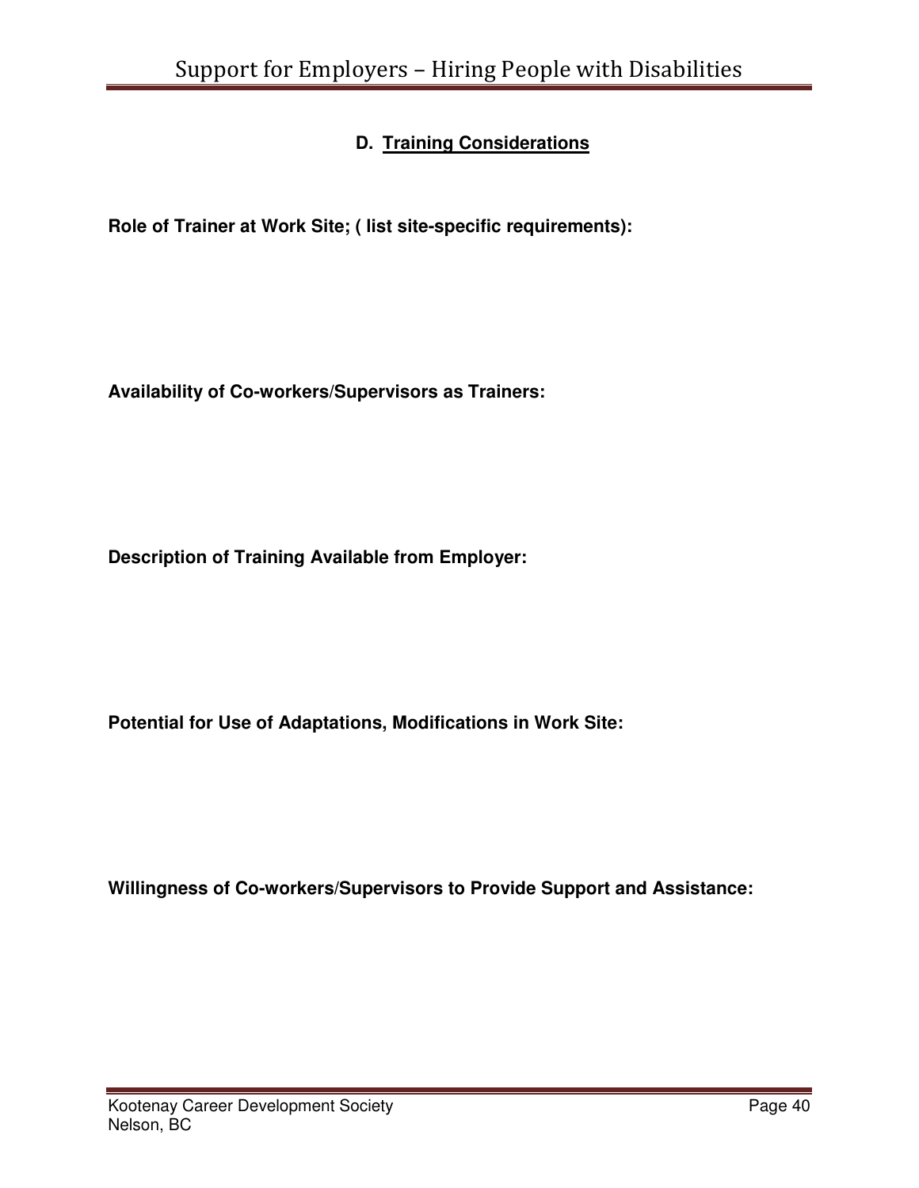## D. Training Considerations

**Role of Trainer at Work Site; ( list site-specific requirements):**

**Availability of Co-workers/Supervisors as Trainers:**

**Description of Training Available from Employer:**

**Potential for Use of Adaptations, Modifications in Work Site:**

**Willingness of Co-workers/Supervisors to Provide Support and Assistance:**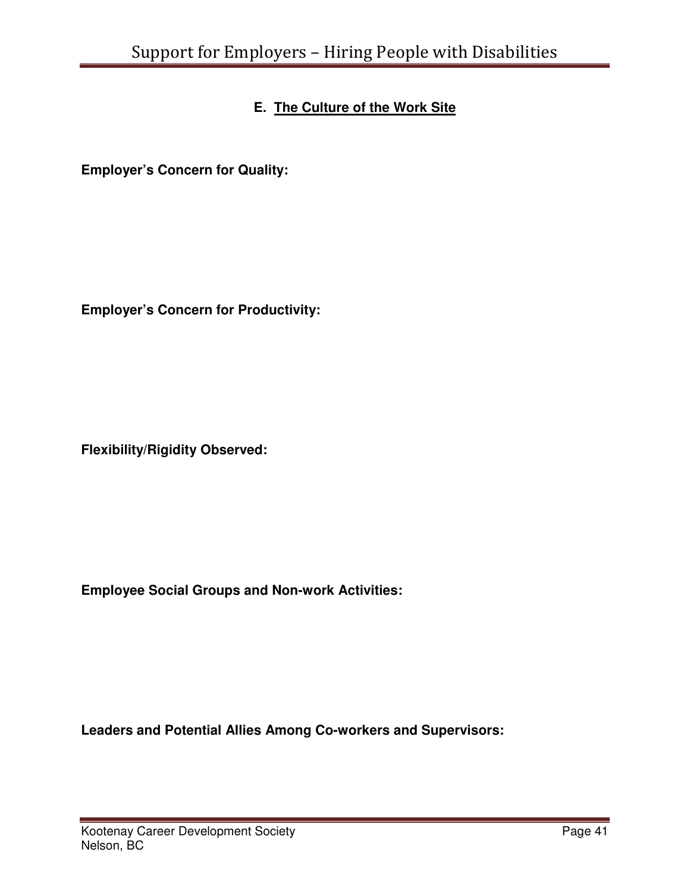## E. The Culture of the Work Site

**Employer's Concern for Quality:**

**Employer's Concern for Productivity:**

**Flexibility/Rigidity Observed:**

**Employee Social Groups and Non-work Activities:**

**Leaders and Potential Allies Among Co-workers and Supervisors:**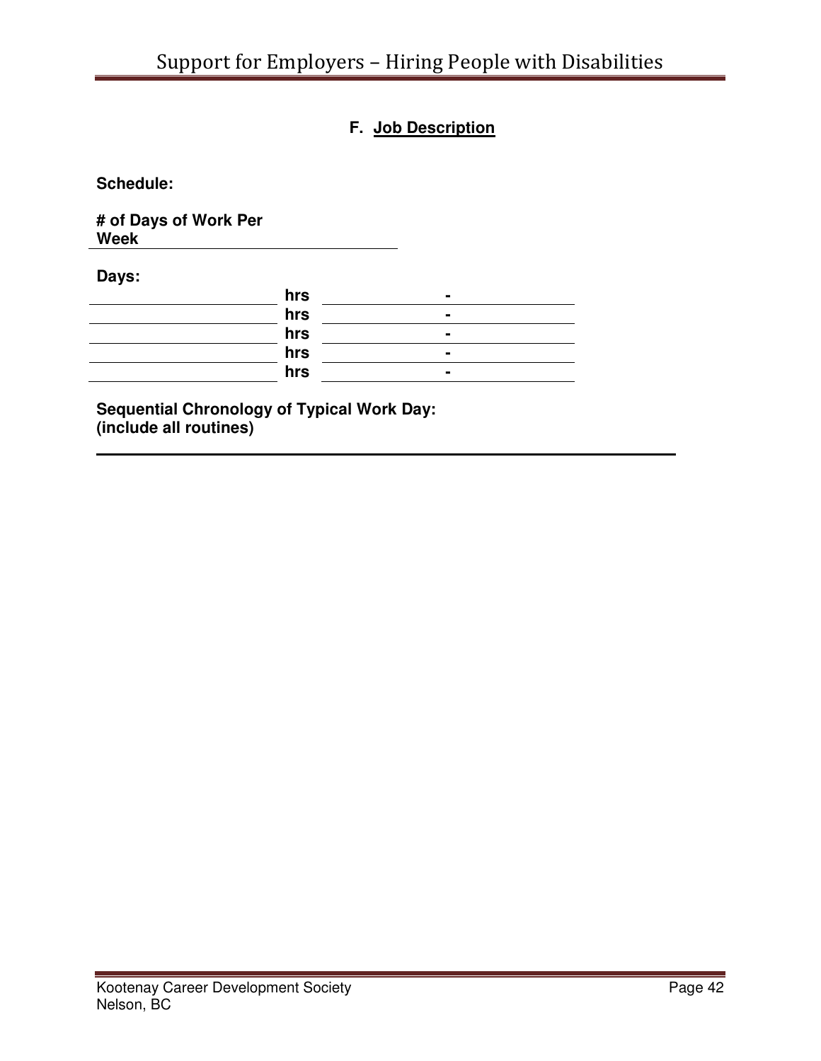## F. Job Description

**Schedule:**

**# of Days of Work Per Week** ______________________

**Days:**

| | | | | |
|---|---|---|---|---|
| ____________ | **hrs** | ________ | **-** | ________ |
| ____________ | **hrs** | ________ | **-** | ________ |
| ____________ | **hrs** | ________ | **-** | ________ |
| ____________ | **hrs** | ________ | **-** | ________ |
| ____________ | **hrs** | ________ | **-** | ________ |

**Sequential Chronology of Typical Work Day:**
**(include all routines)**

______________________________________________________________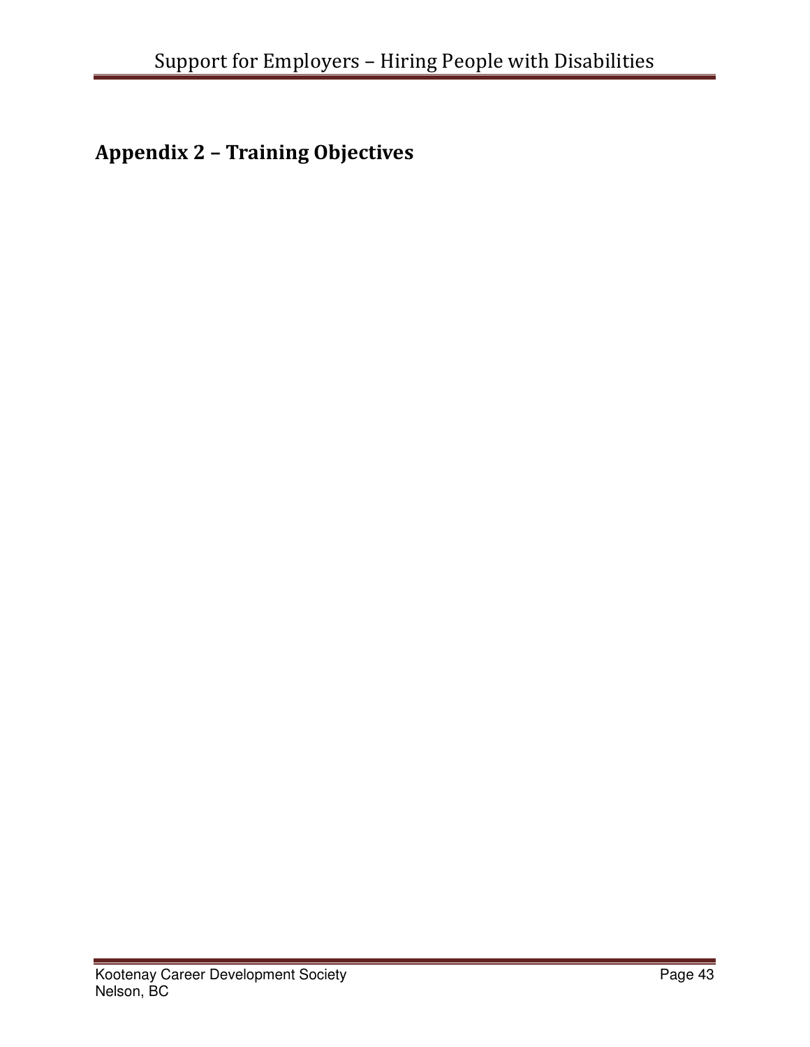## Appendix 2 – Training Objectives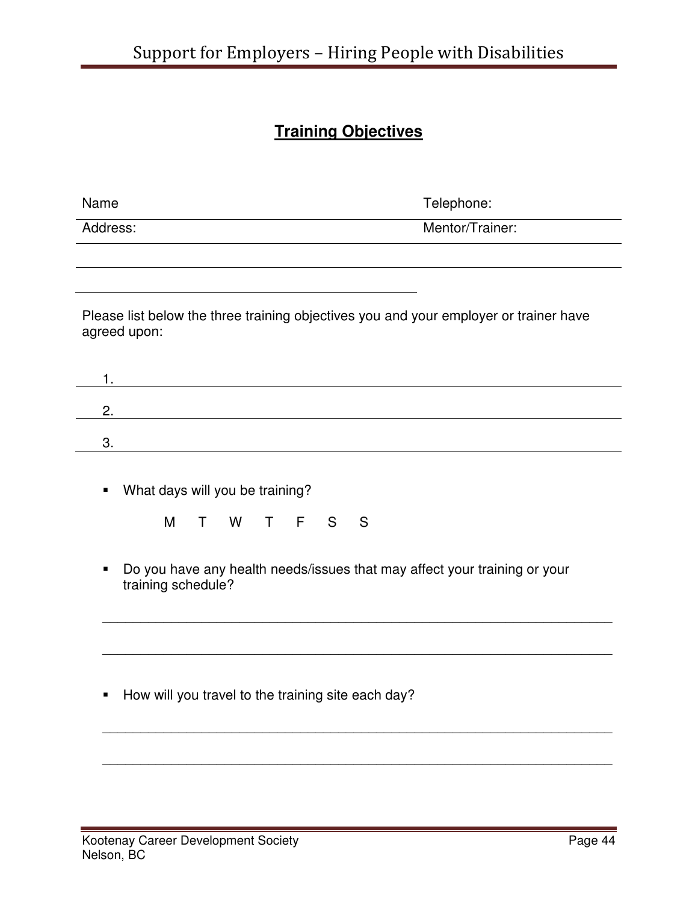## Training Objectives

Name: Telephone:

Address: Mentor/Trainer:

Please list below the three training objectives you and your employer or trainer have agreed upon:

1. 
2. 
3. 

- What days will you be training?

  M T W T F S S

- Do you have any health needs/issues that may affect your training or your training schedule?

  ___________________________________________________________________

  ___________________________________________________________________

- How will you travel to the training site each day?

  ___________________________________________________________________

  ___________________________________________________________________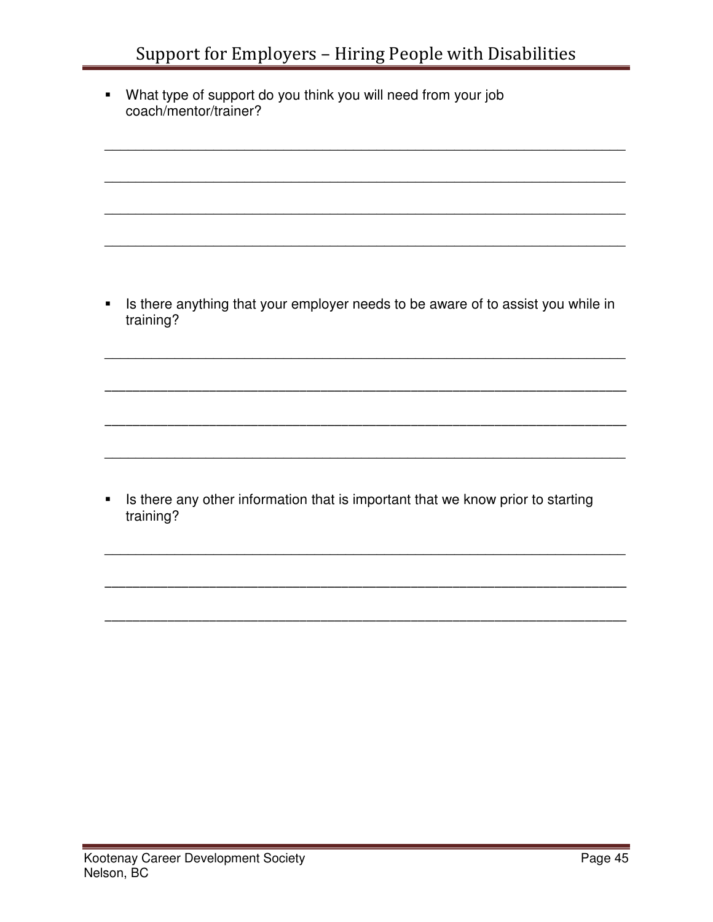- What type of support do you think you will need from your job coach/mentor/trainer?

_______________________________________________________________________

_______________________________________________________________________

_______________________________________________________________________

_______________________________________________________________________

- Is there anything that your employer needs to be aware of to assist you while in training?

_______________________________________________________________________

_______________________________________________________________________

_______________________________________________________________________

_______________________________________________________________________

- Is there any other information that is important that we know prior to starting training?

_______________________________________________________________________

_______________________________________________________________________

_______________________________________________________________________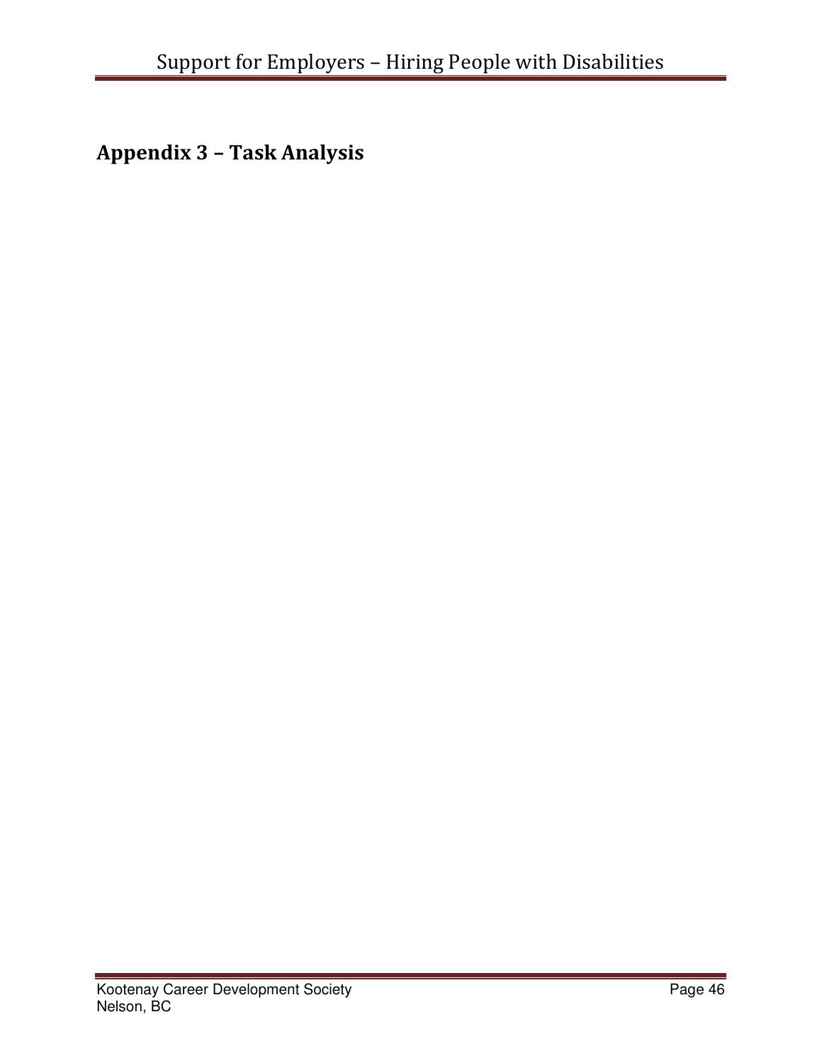## Appendix 3 – Task Analysis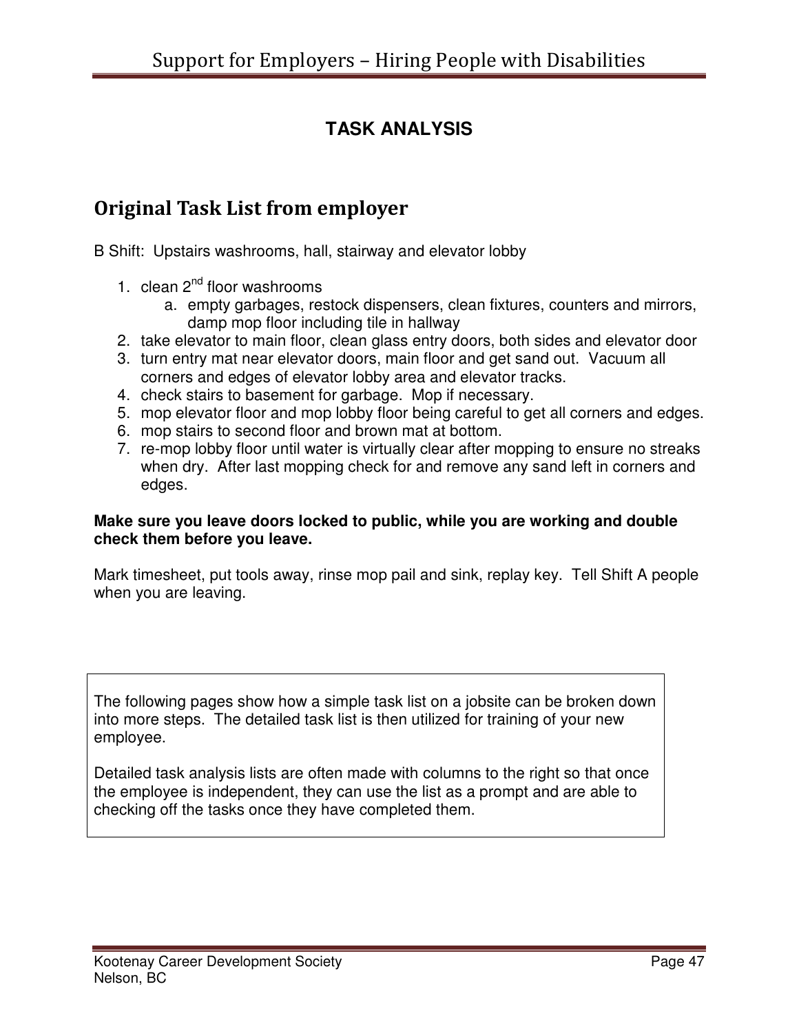# TASK ANALYSIS

## Original Task List from employer

B Shift: Upstairs washrooms, hall, stairway and elevator lobby

1. clean 2nd floor washrooms
   a. empty garbages, restock dispensers, clean fixtures, counters and mirrors, damp mop floor including tile in hallway
2. take elevator to main floor, clean glass entry doors, both sides and elevator door
3. turn entry mat near elevator doors, main floor and get sand out. Vacuum all corners and edges of elevator lobby area and elevator tracks.
4. check stairs to basement for garbage. Mop if necessary.
5. mop elevator floor and mop lobby floor being careful to get all corners and edges.
6. mop stairs to second floor and brown mat at bottom.
7. re-mop lobby floor until water is virtually clear after mopping to ensure no streaks when dry. After last mopping check for and remove any sand left in corners and edges.

**Make sure you leave doors locked to public, while you are working and double check them before you leave.**

Mark timesheet, put tools away, rinse mop pail and sink, replay key. Tell Shift A people when you are leaving.

The following pages show how a simple task list on a jobsite can be broken down into more steps. The detailed task list is then utilized for training of your new employee.

Detailed task analysis lists are often made with columns to the right so that once the employee is independent, they can use the list as a prompt and are able to checking off the tasks once they have completed them.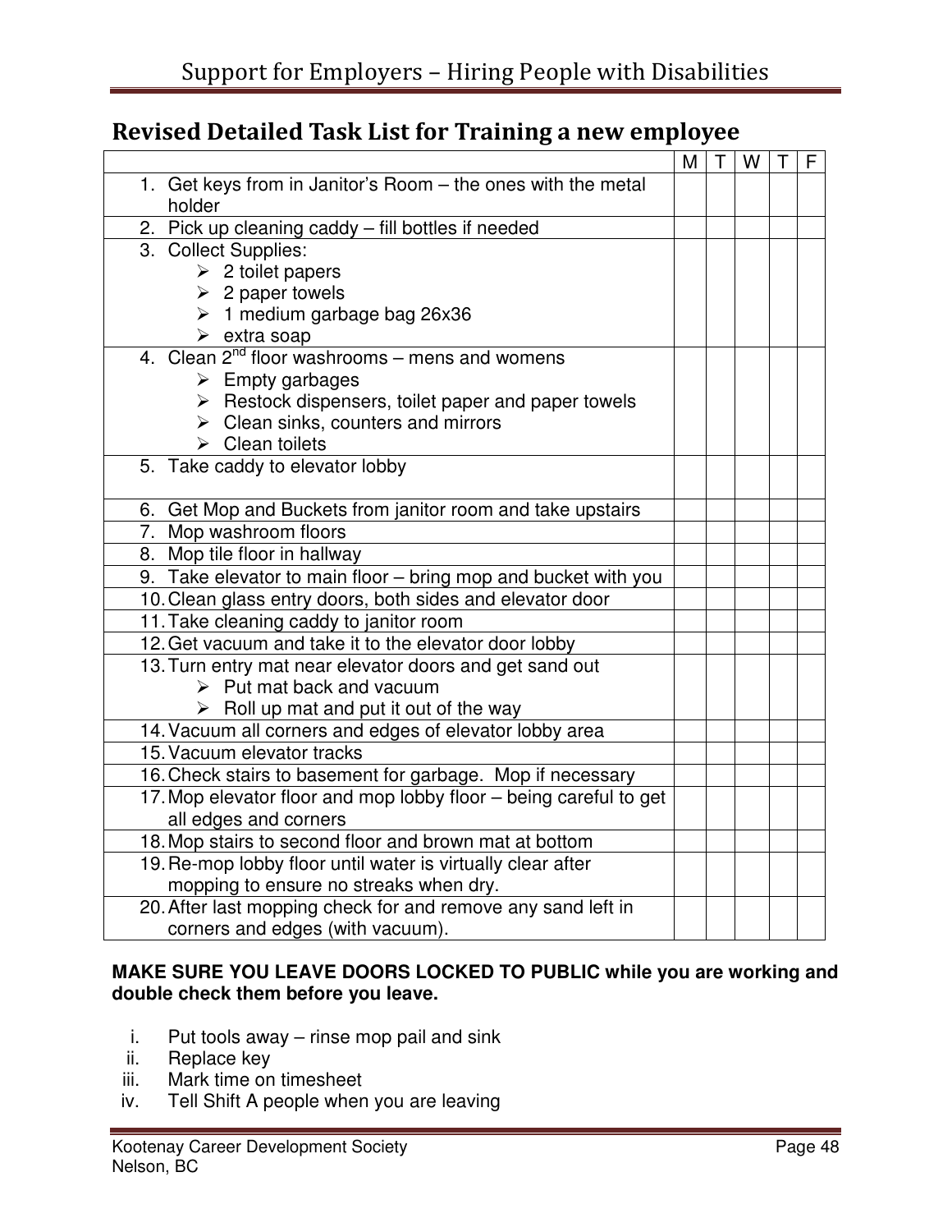## Revised Detailed Task List for Training a new employee

| | M | T | W | T | F |
|---|---|---|---|---|---|
| 1. Get keys from in Janitor's Room – the ones with the metal holder | | | | | |
| 2. Pick up cleaning caddy – fill bottles if needed | | | | | |
| 3. Collect Supplies:<br>➢ 2 toilet papers<br>➢ 2 paper towels<br>➢ 1 medium garbage bag 26x36<br>➢ extra soap | | | | | |
| 4. Clean 2nd floor washrooms – mens and womens<br>➢ Empty garbages<br>➢ Restock dispensers, toilet paper and paper towels<br>➢ Clean sinks, counters and mirrors<br>➢ Clean toilets | | | | | |
| 5. Take caddy to elevator lobby | | | | | |
| 6. Get Mop and Buckets from janitor room and take upstairs | | | | | |
| 7. Mop washroom floors | | | | | |
| 8. Mop tile floor in hallway | | | | | |
| 9. Take elevator to main floor – bring mop and bucket with you | | | | | |
| 10. Clean glass entry doors, both sides and elevator door | | | | | |
| 11. Take cleaning caddy to janitor room | | | | | |
| 12. Get vacuum and take it to the elevator door lobby | | | | | |
| 13. Turn entry mat near elevator doors and get sand out<br>➢ Put mat back and vacuum<br>➢ Roll up mat and put it out of the way | | | | | |
| 14. Vacuum all corners and edges of elevator lobby area | | | | | |
| 15. Vacuum elevator tracks | | | | | |
| 16. Check stairs to basement for garbage. Mop if necessary | | | | | |
| 17. Mop elevator floor and mop lobby floor – being careful to get all edges and corners | | | | | |
| 18. Mop stairs to second floor and brown mat at bottom | | | | | |
| 19. Re-mop lobby floor until water is virtually clear after mopping to ensure no streaks when dry. | | | | | |
| 20. After last mopping check for and remove any sand left in corners and edges (with vacuum). | | | | | |

**MAKE SURE YOU LEAVE DOORS LOCKED TO PUBLIC while you are working and double check them before you leave.**

i. Put tools away – rinse mop pail and sink
ii. Replace key
iii. Mark time on timesheet
iv. Tell Shift A people when you are leaving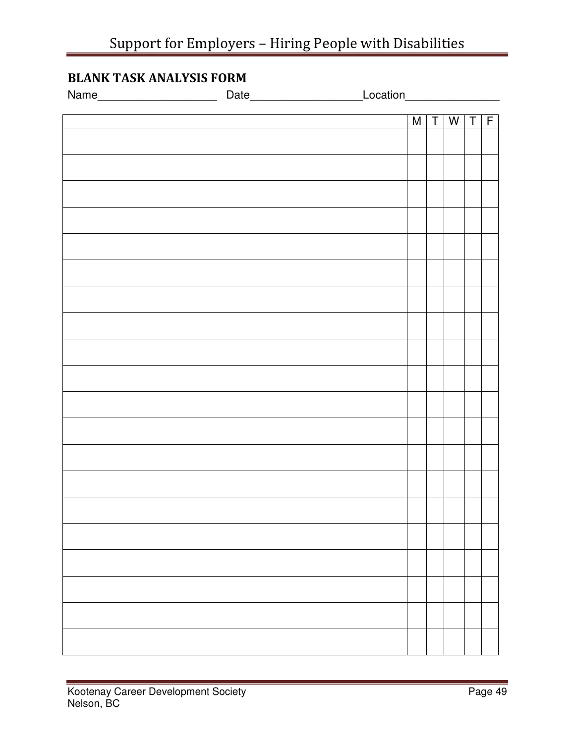## BLANK TASK ANALYSIS FORM

Name____________________ Date__________________Location________________

| | M | T | W | T | F |
|---|---|---|---|---|---|
| | | | | | |
| | | | | | |
| | | | | | |
| | | | | | |
| | | | | | |
| | | | | | |
| | | | | | |
| | | | | | |
| | | | | | |
| | | | | | |
| | | | | | |
| | | | | | |
| | | | | | |
| | | | | | |
| | | | | | |
| | | | | | |
| | | | | | |
| | | | | | |
| | | | | | |
| | | | | | |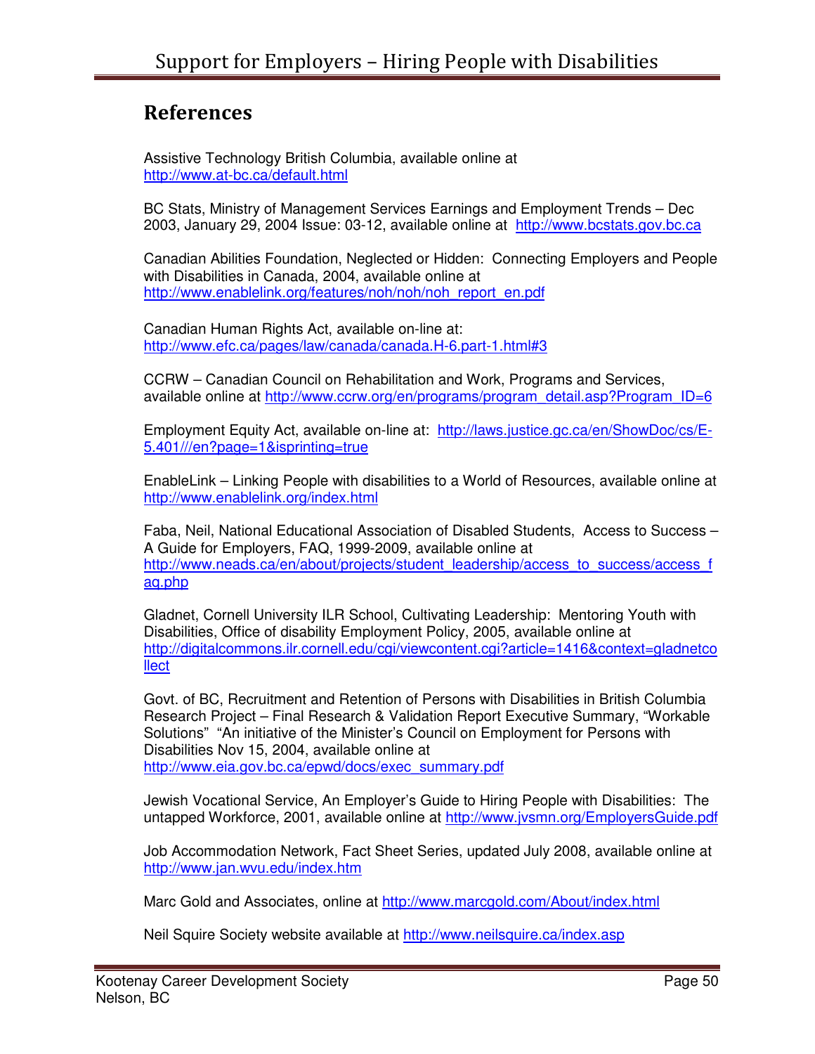## References

Assistive Technology British Columbia, available online at http://www.at-bc.ca/default.html

BC Stats, Ministry of Management Services Earnings and Employment Trends – Dec 2003, January 29, 2004 Issue: 03-12, available online at http://www.bcstats.gov.bc.ca

Canadian Abilities Foundation, Neglected or Hidden: Connecting Employers and People with Disabilities in Canada, 2004, available online at http://www.enablelink.org/features/noh/noh/noh_report_en.pdf

Canadian Human Rights Act, available on-line at: http://www.efc.ca/pages/law/canada/canada.H-6.part-1.html#3

CCRW – Canadian Council on Rehabilitation and Work, Programs and Services, available online at http://www.ccrw.org/en/programs/program_detail.asp?Program_ID=6

Employment Equity Act, available on-line at: http://laws.justice.gc.ca/en/ShowDoc/cs/E-5.401///en?page=1&isprinting=true

EnableLink – Linking People with disabilities to a World of Resources, available online at http://www.enablelink.org/index.html

Faba, Neil, National Educational Association of Disabled Students, Access to Success – A Guide for Employers, FAQ, 1999-2009, available online at http://www.neads.ca/en/about/projects/student_leadership/access_to_success/access_faq.php

Gladnet, Cornell University ILR School, Cultivating Leadership: Mentoring Youth with Disabilities, Office of disability Employment Policy, 2005, available online at http://digitalcommons.ilr.cornell.edu/cgi/viewcontent.cgi?article=1416&context=gladnetcollect

Govt. of BC, Recruitment and Retention of Persons with Disabilities in British Columbia Research Project – Final Research & Validation Report Executive Summary, "Workable Solutions" "An initiative of the Minister's Council on Employment for Persons with Disabilities Nov 15, 2004, available online at http://www.eia.gov.bc.ca/epwd/docs/exec_summary.pdf

Jewish Vocational Service, An Employer's Guide to Hiring People with Disabilities: The untapped Workforce, 2001, available online at http://www.jvsmn.org/EmployersGuide.pdf

Job Accommodation Network, Fact Sheet Series, updated July 2008, available online at http://www.jan.wvu.edu/index.htm

Marc Gold and Associates, online at http://www.marcgold.com/About/index.html

Neil Squire Society website available at http://www.neilsquire.ca/index.asp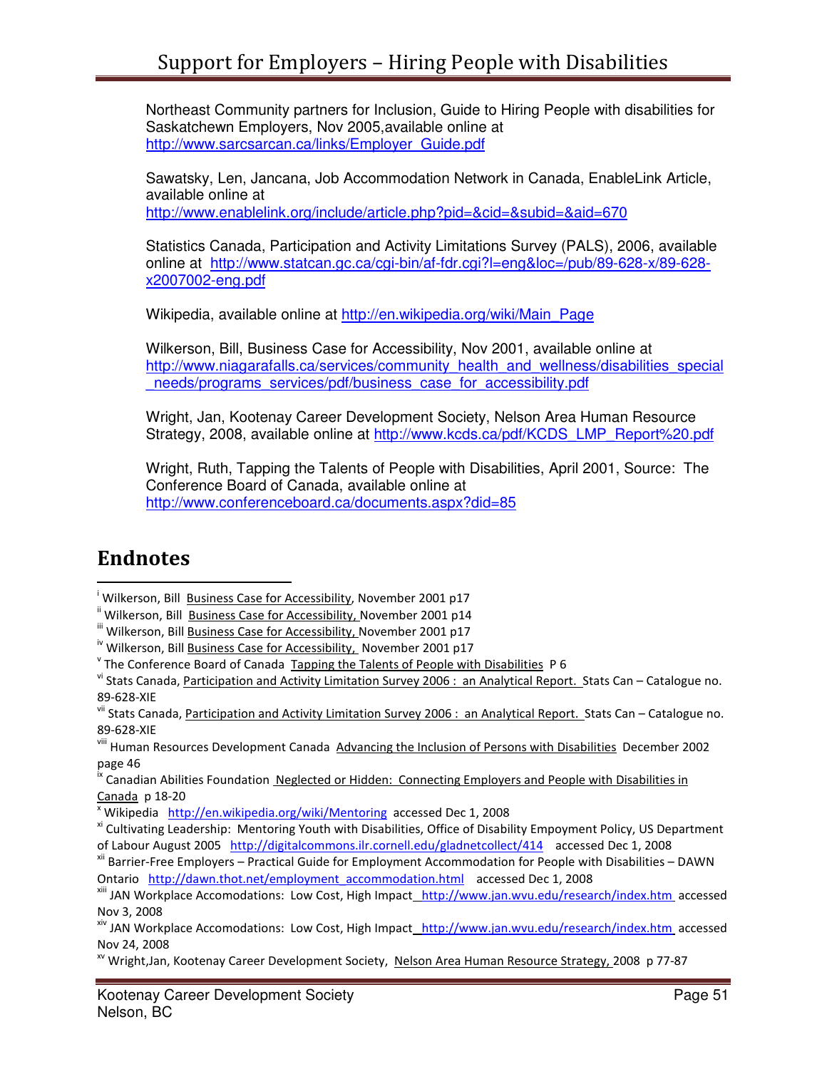Northeast Community partners for Inclusion, Guide to Hiring People with disabilities for Saskatchewn Employers, Nov 2005,available online at http://www.sarcsarcan.ca/links/Employer_Guide.pdf

Sawatsky, Len, Jancana, Job Accommodation Network in Canada, EnableLink Article, available online at http://www.enablelink.org/include/article.php?pid=&cid=&subid=&aid=670

Statistics Canada, Participation and Activity Limitations Survey (PALS), 2006, available online at http://www.statcan.gc.ca/cgi-bin/af-fdr.cgi?l=eng&loc=/pub/89-628-x/89-628-x2007002-eng.pdf

Wikipedia, available online at http://en.wikipedia.org/wiki/Main_Page

Wilkerson, Bill, Business Case for Accessibility, Nov 2001, available online at http://www.niagarafalls.ca/services/community_health_and_wellness/disabilities_special_needs/programs_services/pdf/business_case_for_accessibility.pdf

Wright, Jan, Kootenay Career Development Society, Nelson Area Human Resource Strategy, 2008, available online at http://www.kcds.ca/pdf/KCDS_LMP_Report%20.pdf

Wright, Ruth, Tapping the Talents of People with Disabilities, April 2001, Source: The Conference Board of Canada, available online at http://www.conferenceboard.ca/documents.aspx?did=85

# Endnotes

[i] Wilkerson, Bill Business Case for Accessibility, November 2001 p17

[ii] Wilkerson, Bill Business Case for Accessibility, November 2001 p14

[iii] Wilkerson, Bill Business Case for Accessibility, November 2001 p17

[iv] Wilkerson, Bill Business Case for Accessibility, November 2001 p17

[v] The Conference Board of Canada Tapping the Talents of People with Disabilities P 6

[vi] Stats Canada, Participation and Activity Limitation Survey 2006 : an Analytical Report. Stats Can – Catalogue no. 89-628-XIE

[vii] Stats Canada, Participation and Activity Limitation Survey 2006 : an Analytical Report. Stats Can – Catalogue no. 89-628-XIE

[viii] Human Resources Development Canada Advancing the Inclusion of Persons with Disabilities December 2002 page 46

[ix] Canadian Abilities Foundation Neglected or Hidden: Connecting Employers and People with Disabilities in Canada p 18-20

[x] Wikipedia http://en.wikipedia.org/wiki/Mentoring accessed Dec 1, 2008

[xi] Cultivating Leadership: Mentoring Youth with Disabilities, Office of Disability Empoyment Policy, US Department of Labour August 2005 http://digitalcommons.ilr.cornell.edu/gladnetcollect/414 accessed Dec 1, 2008

[xii] Barrier-Free Employers – Practical Guide for Employment Accommodation for People with Disabilities – DAWN Ontario http://dawn.thot.net/employment_accommodation.html accessed Dec 1, 2008

[xiii] JAN Workplace Accomodations: Low Cost, High Impact http://www.jan.wvu.edu/research/index.htm accessed Nov 3, 2008

[xiv] JAN Workplace Accomodations: Low Cost, High Impact http://www.jan.wvu.edu/research/index.htm accessed Nov 24, 2008

[xv] Wright,Jan, Kootenay Career Development Society, Nelson Area Human Resource Strategy, 2008 p 77-87